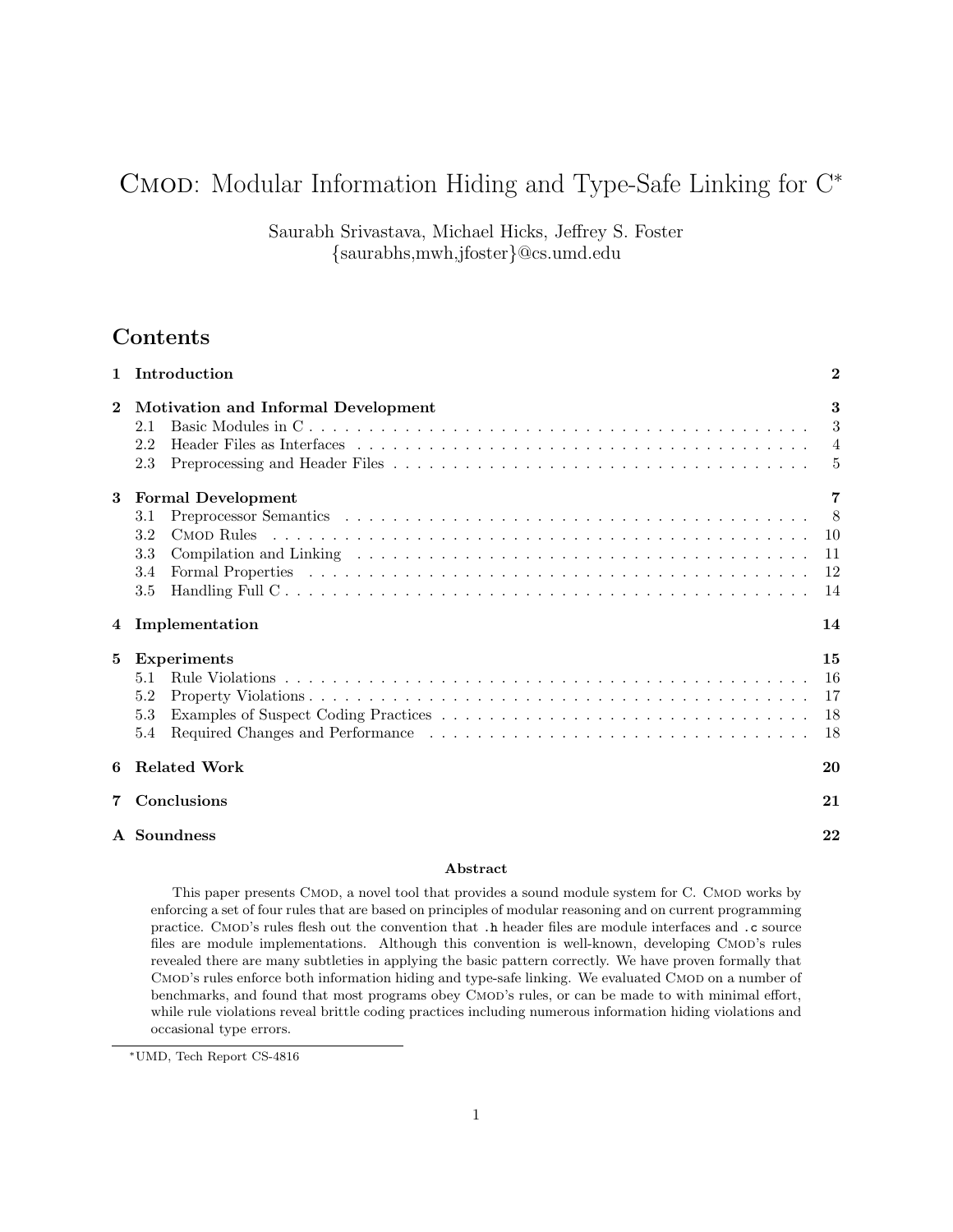# CMOD: Modular Information Hiding and Type-Safe Linking for C[*]

Saurabh Srivastava, Michael Hicks, Jeffrey S. Foster
{saurabhs,mwh,jfoster}@cs.umd.edu

## Contents

| | | |
|---|---|---|
| **1** | **Introduction** | **2** |
| **2** | **Motivation and Informal Development** | **3** |
| 2.1 | Basic Modules in C | 3 |
| 2.2 | Header Files as Interfaces | 4 |
| 2.3 | Preprocessing and Header Files | 5 |
| **3** | **Formal Development** | **7** |
| 3.1 | Preprocessor Semantics | 8 |
| 3.2 | CMOD Rules | 10 |
| 3.3 | Compilation and Linking | 11 |
| 3.4 | Formal Properties | 12 |
| 3.5 | Handling Full C | 14 |
| **4** | **Implementation** | **14** |
| **5** | **Experiments** | **15** |
| 5.1 | Rule Violations | 16 |
| 5.2 | Property Violations | 17 |
| 5.3 | Examples of Suspect Coding Practices | 18 |
| 5.4 | Required Changes and Performance | 18 |
| **6** | **Related Work** | **20** |
| **7** | **Conclusions** | **21** |
| **A** | **Soundness** | **22** |

### Abstract

This paper presents CMOD, a novel tool that provides a sound module system for C. CMOD works by enforcing a set of four rules that are based on principles of modular reasoning and on current programming practice. CMOD's rules flesh out the convention that `.h` header files are module interfaces and `.c` source files are module implementations. Although this convention is well-known, developing CMOD's rules revealed there are many subtleties in applying the basic pattern correctly. We have proven formally that CMOD's rules enforce both information hiding and type-safe linking. We evaluated CMOD on a number of benchmarks, and found that most programs obey CMOD's rules, or can be made to with minimal effort, while rule violations reveal brittle coding practices including numerous information hiding violations and occasional type errors.

---

[*]UMD, Tech Report CS-4816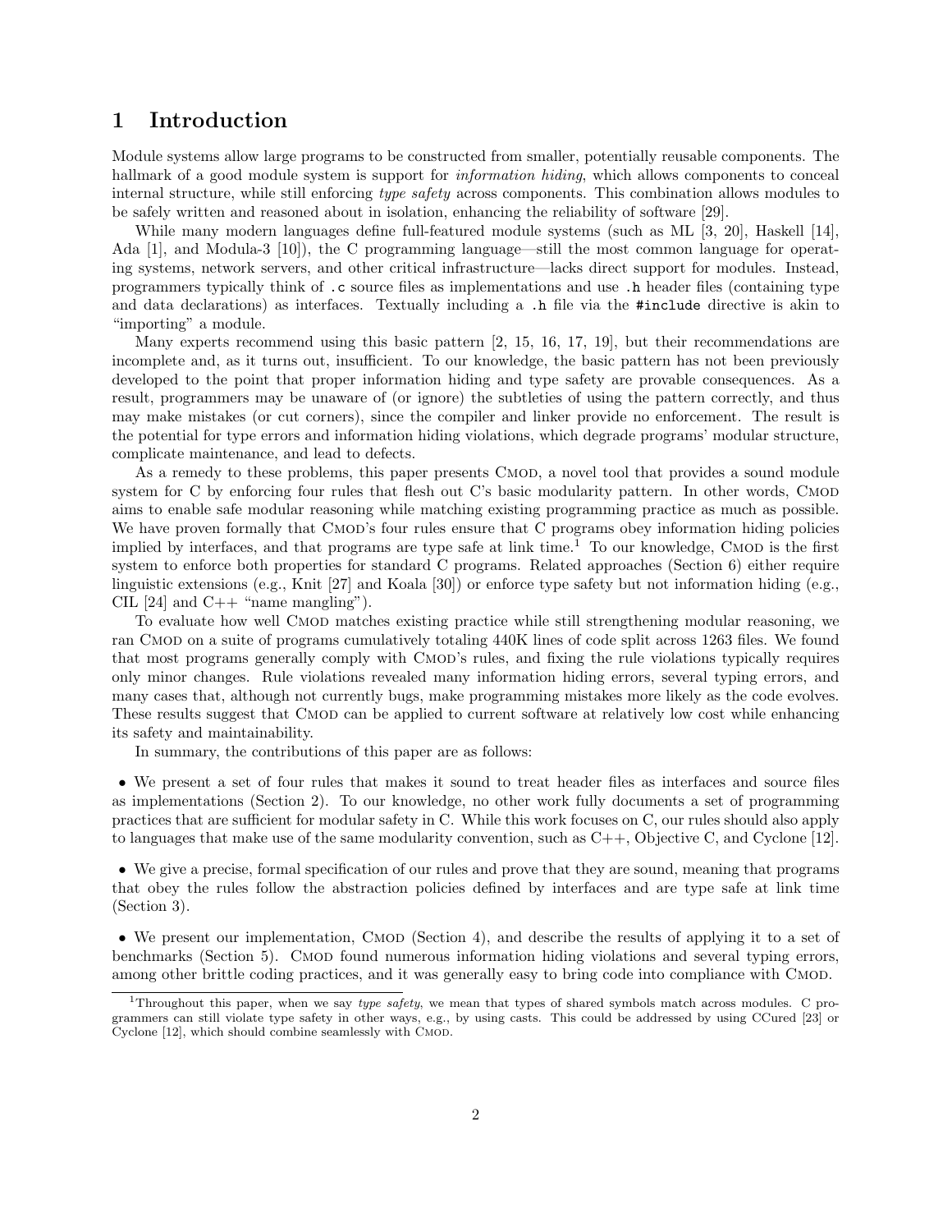# 1 Introduction

Module systems allow large programs to be constructed from smaller, potentially reusable components. The hallmark of a good module system is support for *information hiding*, which allows components to conceal internal structure, while still enforcing *type safety* across components. This combination allows modules to be safely written and reasoned about in isolation, enhancing the reliability of software [29].

While many modern languages define full-featured module systems (such as ML [3, 20], Haskell [14], Ada [1], and Modula-3 [10]), the C programming language—still the most common language for operating systems, network servers, and other critical infrastructure—lacks direct support for modules. Instead, programmers typically think of `.c` source files as implementations and use `.h` header files (containing type and data declarations) as interfaces. Textually including a `.h` file via the `#include` directive is akin to "importing" a module.

Many experts recommend using this basic pattern [2, 15, 16, 17, 19], but their recommendations are incomplete and, as it turns out, insufficient. To our knowledge, the basic pattern has not been previously developed to the point that proper information hiding and type safety are provable consequences. As a result, programmers may be unaware of (or ignore) the subtleties of using the pattern correctly, and thus may make mistakes (or cut corners), since the compiler and linker provide no enforcement. The result is the potential for type errors and information hiding violations, which degrade programs' modular structure, complicate maintenance, and lead to defects.

As a remedy to these problems, this paper presents CMod, a novel tool that provides a sound module system for C by enforcing four rules that flesh out C's basic modularity pattern. In other words, CMod aims to enable safe modular reasoning while matching existing programming practice as much as possible. We have proven formally that CMod's four rules ensure that C programs obey information hiding policies implied by interfaces, and that programs are type safe at link time.[1] To our knowledge, CMod is the first system to enforce both properties for standard C programs. Related approaches (Section 6) either require linguistic extensions (e.g., Knit [27] and Koala [30]) or enforce type safety but not information hiding (e.g., CIL [24] and C++ "name mangling").

To evaluate how well CMod matches existing practice while still strengthening modular reasoning, we ran CMod on a suite of programs cumulatively totaling 440K lines of code split across 1263 files. We found that most programs generally comply with CMod's rules, and fixing the rule violations typically requires only minor changes. Rule violations revealed many information hiding errors, several typing errors, and many cases that, although not currently bugs, make programming mistakes more likely as the code evolves. These results suggest that CMod can be applied to current software at relatively low cost while enhancing its safety and maintainability.

In summary, the contributions of this paper are as follows:

- We present a set of four rules that makes it sound to treat header files as interfaces and source files as implementations (Section 2). To our knowledge, no other work fully documents a set of programming practices that are sufficient for modular safety in C. While this work focuses on C, our rules should also apply to languages that make use of the same modularity convention, such as C++, Objective C, and Cyclone [12].

- We give a precise, formal specification of our rules and prove that they are sound, meaning that programs that obey the rules follow the abstraction policies defined by interfaces and are type safe at link time (Section 3).

- We present our implementation, CMod (Section 4), and describe the results of applying it to a set of benchmarks (Section 5). CMod found numerous information hiding violations and several typing errors, among other brittle coding practices, and it was generally easy to bring code into compliance with CMod.

[1] Throughout this paper, when we say *type safety*, we mean that types of shared symbols match across modules. C programmers can still violate type safety in other ways, e.g., by using casts. This could be addressed by using CCured [23] or Cyclone [12], which should combine seamlessly with CMod.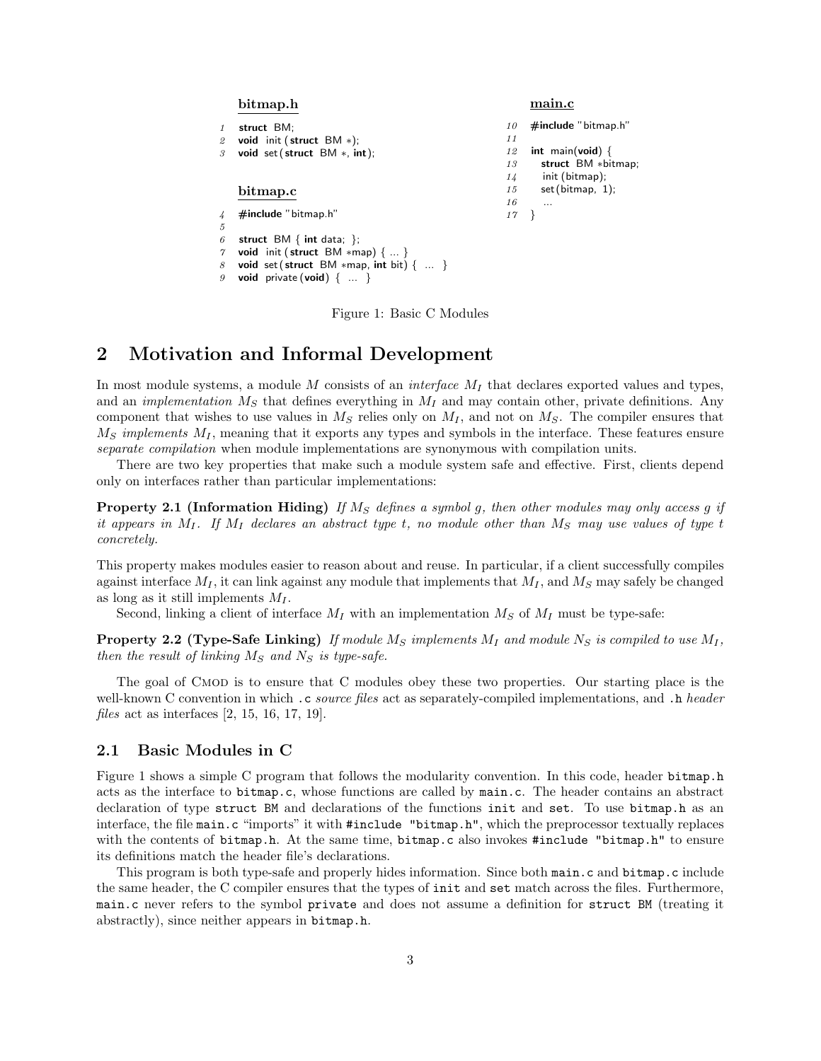**bitmap.h**

```c
1  struct BM;
2  void init(struct BM *);
3  void set(struct BM *, int);
```

**bitmap.c**

```c
4  #include "bitmap.h"
5
6  struct BM { int data; };
7  void init(struct BM *map) { ... }
8  void set(struct BM *map, int bit) { ... }
9  void private(void) { ... }
```

**main.c**

```c
10 #include "bitmap.h"
11
12 int main(void) {
13   struct BM *bitmap;
14   init(bitmap);
15   set(bitmap, 1);
16   ...
17 }
```

Figure 1: Basic C Modules

## 2 Motivation and Informal Development

In most module systems, a module $M$ consists of an *interface* $M_I$ that declares exported values and types, and an *implementation* $M_S$ that defines everything in $M_I$ and may contain other, private definitions. Any component that wishes to use values in $M_S$ relies only on $M_I$, and not on $M_S$. The compiler ensures that $M_S$ *implements* $M_I$, meaning that it exports any types and symbols in the interface. These features ensure *separate compilation* when module implementations are synonymous with compilation units.

There are two key properties that make such a module system safe and effective. First, clients depend only on interfaces rather than particular implementations:

**Property 2.1 (Information Hiding)** *If $M_S$ defines a symbol $g$, then other modules may only access $g$ if it appears in $M_I$. If $M_I$ declares an abstract type $t$, no module other than $M_S$ may use values of type $t$ concretely.*

This property makes modules easier to reason about and reuse. In particular, if a client successfully compiles against interface $M_I$, it can link against any module that implements that $M_I$, and $M_S$ may safely be changed as long as it still implements $M_I$.

Second, linking a client of interface $M_I$ with an implementation $M_S$ of $M_I$ must be type-safe:

**Property 2.2 (Type-Safe Linking)** *If module $M_S$ implements $M_I$ and module $N_S$ is compiled to use $M_I$, then the result of linking $M_S$ and $N_S$ is type-safe.*

The goal of CMod is to ensure that C modules obey these two properties. Our starting place is the well-known C convention in which `.c` *source files* act as separately-compiled implementations, and `.h` *header files* act as interfaces [2, 15, 16, 17, 19].

### 2.1 Basic Modules in C

Figure 1 shows a simple C program that follows the modularity convention. In this code, header `bitmap.h` acts as the interface to `bitmap.c`, whose functions are called by `main.c`. The header contains an abstract declaration of type `struct BM` and declarations of the functions `init` and `set`. To use `bitmap.h` as an interface, the file `main.c` "imports" it with `#include "bitmap.h"`, which the preprocessor textually replaces with the contents of `bitmap.h`. At the same time, `bitmap.c` also invokes `#include "bitmap.h"` to ensure its definitions match the header file's declarations.

This program is both type-safe and properly hides information. Since both `main.c` and `bitmap.c` include the same header, the C compiler ensures that the types of `init` and `set` match across the files. Furthermore, `main.c` never refers to the symbol `private` and does not assume a definition for `struct BM` (treating it abstractly), since neither appears in `bitmap.h`.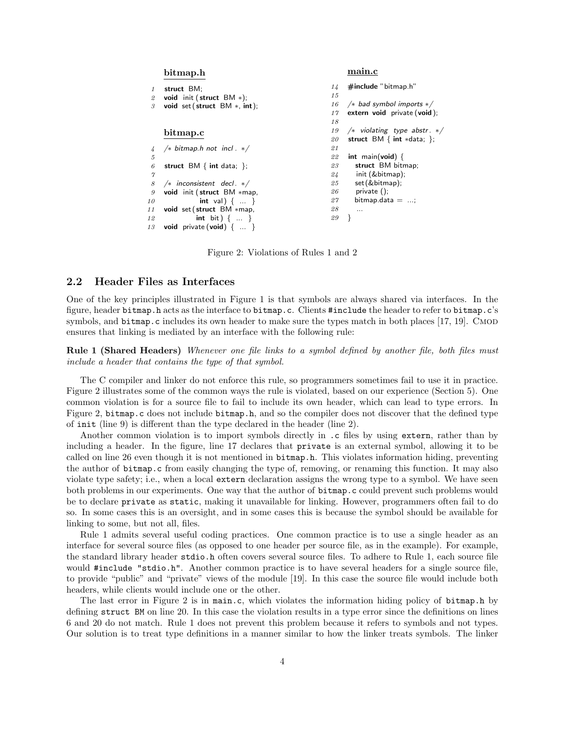**bitmap.h**

```
1  struct BM;
2  void init(struct BM *);
3  void set(struct BM *, int);
```

**bitmap.c**

```
4  /* bitmap.h not incl. */
5
6  struct BM { int data; };
7
8  /* inconsistent decl. */
9  void init(struct BM *map,
10           int val) { ... }
11 void set(struct BM *map,
12          int bit) { ... }
13 void private(void) { ... }
```

**main.c**

```
14 #include "bitmap.h"
15
16 /* bad symbol imports */
17 extern void private(void);
18
19 /* violating type abstr. */
20 struct BM { int *data; };
21
22 int main(void) {
23   struct BM bitmap;
24   init(&bitmap);
25   set(&bitmap);
26   private();
27   bitmap.data = ...;
28   ...
29 }
```

Figure 2: Violations of Rules 1 and 2

## 2.2 Header Files as Interfaces

One of the key principles illustrated in Figure 1 is that symbols are always shared via interfaces. In the figure, header `bitmap.h` acts as the interface to `bitmap.c`. Clients `#include` the header to refer to `bitmap.c`'s symbols, and `bitmap.c` includes its own header to make sure the types match in both places [17, 19]. CMOD ensures that linking is mediated by an interface with the following rule:

**Rule 1 (Shared Headers)** *Whenever one file links to a symbol defined by another file, both files must include a header that contains the type of that symbol.*

The C compiler and linker do not enforce this rule, so programmers sometimes fail to use it in practice. Figure 2 illustrates some of the common ways the rule is violated, based on our experience (Section 5). One common violation is for a source file to fail to include its own header, which can lead to type errors. In Figure 2, `bitmap.c` does not include `bitmap.h`, and so the compiler does not discover that the defined type of `init` (line 9) is different than the type declared in the header (line 2).

Another common violation is to import symbols directly in `.c` files by using `extern`, rather than by including a header. In the figure, line 17 declares that `private` is an external symbol, allowing it to be called on line 26 even though it is not mentioned in `bitmap.h`. This violates information hiding, preventing the author of `bitmap.c` from easily changing the type of, removing, or renaming this function. It may also violate type safety; i.e., when a local `extern` declaration assigns the wrong type to a symbol. We have seen both problems in our experiments. One way that the author of `bitmap.c` could prevent such problems would be to declare `private` as `static`, making it unavailable for linking. However, programmers often fail to do so. In some cases this is an oversight, and in some cases this is because the symbol should be available for linking to some, but not all, files.

Rule 1 admits several useful coding practices. One common practice is to use a single header as an interface for several source files (as opposed to one header per source file, as in the example). For example, the standard library header `stdio.h` often covers several source files. To adhere to Rule 1, each source file would `#include "stdio.h"`. Another common practice is to have several headers for a single source file, to provide "public" and "private" views of the module [19]. In this case the source file would include both headers, while clients would include one or the other.

The last error in Figure 2 is in `main.c`, which violates the information hiding policy of `bitmap.h` by defining `struct BM` on line 20. In this case the violation results in a type error since the definitions on lines 6 and 20 do not match. Rule 1 does not prevent this problem because it refers to symbols and not types. Our solution is to treat type definitions in a manner similar to how the linker treats symbols. The linker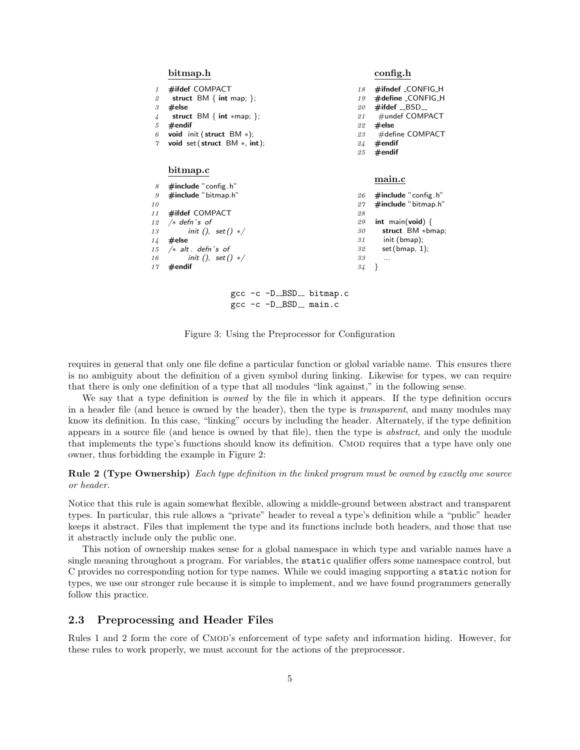**bitmap.h**

```
1  #ifdef COMPACT
2    struct BM { int map; };
3  #else
4    struct BM { int *map; };
5  #endif
6  void init (struct BM *);
7  void set (struct BM *, int);
```

**bitmap.c**

```
8  #include "config.h"
9  #include "bitmap.h"
10
11 #ifdef COMPACT
12 /* defn's of
13        init (), set () */
14 #else
15 /* alt. defn's of
16        init (), set () */
17 #endif
```

**config.h**

```
18 #ifndef _CONFIG_H
19 #define _CONFIG_H
20 #ifdef __BSD__
21   #undef COMPACT
22 #else
23   #define COMPACT
24 #endif
25 #endif
```

**main.c**

```
26 #include "config.h"
27 #include "bitmap.h"
28
29 int main(void) {
30   struct BM *bmap;
31   init (bmap);
32   set (bmap, 1);
33   ...
34 }
```

```
gcc -c -D__BSD__ bitmap.c
gcc -c -D__BSD__ main.c
```

Figure 3: Using the Preprocessor for Configuration

requires in general that only one file define a particular function or global variable name. This ensures there is no ambiguity about the definition of a given symbol during linking. Likewise for types, we can require that there is only one definition of a type that all modules "link against," in the following sense.

We say that a type definition is *owned* by the file in which it appears. If the type definition occurs in a header file (and hence is owned by the header), then the type is *transparent*, and many modules may know its definition. In this case, "linking" occurs by including the header. Alternately, if the type definition appears in a source file (and hence is owned by that file), then the type is *abstract*, and only the module that implements the type's functions should know its definition. CMod requires that a type have only one owner, thus forbidding the example in Figure 2:

**Rule 2 (Type Ownership)** *Each type definition in the linked program must be owned by exactly one source or header.*

Notice that this rule is again somewhat flexible, allowing a middle-ground between abstract and transparent types. In particular, this rule allows a "private" header to reveal a type's definition while a "public" header keeps it abstract. Files that implement the type and its functions include both headers, and those that use it abstractly include only the public one.

This notion of ownership makes sense for a global namespace in which type and variable names have a single meaning throughout a program. For variables, the `static` qualifier offers some namespace control, but C provides no corresponding notion for type names. While we could imaging supporting a `static` notion for types, we use our stronger rule because it is simple to implement, and we have found programmers generally follow this practice.

## 2.3 Preprocessing and Header Files

Rules 1 and 2 form the core of CMod's enforcement of type safety and information hiding. However, for these rules to work properly, we must account for the actions of the preprocessor.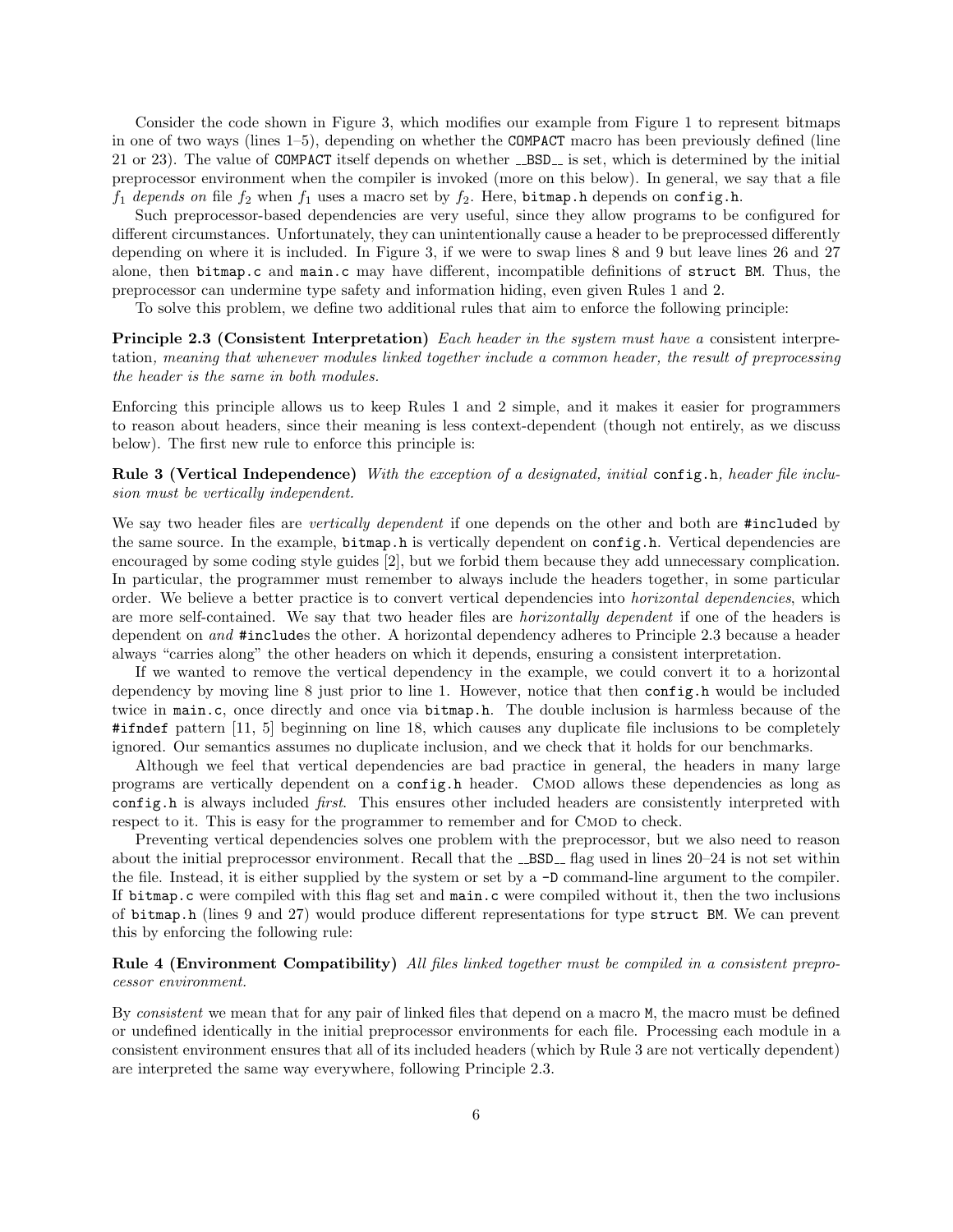Consider the code shown in Figure 3, which modifies our example from Figure 1 to represent bitmaps in one of two ways (lines 1–5), depending on whether the `COMPACT` macro has been previously defined (line 21 or 23). The value of `COMPACT` itself depends on whether `__BSD__` is set, which is determined by the initial preprocessor environment when the compiler is invoked (more on this below). In general, we say that a file $f_1$ *depends on* file $f_2$ when $f_1$ uses a macro set by $f_2$. Here, `bitmap.h` depends on `config.h`.

Such preprocessor-based dependencies are very useful, since they allow programs to be configured for different circumstances. Unfortunately, they can unintentionally cause a header to be preprocessed differently depending on where it is included. In Figure 3, if we were to swap lines 8 and 9 but leave lines 26 and 27 alone, then `bitmap.c` and `main.c` may have different, incompatible definitions of `struct BM`. Thus, the preprocessor can undermine type safety and information hiding, even given Rules 1 and 2.

To solve this problem, we define two additional rules that aim to enforce the following principle:

**Principle 2.3 (Consistent Interpretation)** *Each header in the system must have a* consistent interpretation*, meaning that whenever modules linked together include a common header, the result of preprocessing the header is the same in both modules.*

Enforcing this principle allows us to keep Rules 1 and 2 simple, and it makes it easier for programmers to reason about headers, since their meaning is less context-dependent (though not entirely, as we discuss below). The first new rule to enforce this principle is:

**Rule 3 (Vertical Independence)** *With the exception of a designated, initial* `config.h`*, header file inclusion must be vertically independent.*

We say two header files are *vertically dependent* if one depends on the other and both are `#include`d by the same source. In the example, `bitmap.h` is vertically dependent on `config.h`. Vertical dependencies are encouraged by some coding style guides [2], but we forbid them because they add unnecessary complication. In particular, the programmer must remember to always include the headers together, in some particular order. We believe a better practice is to convert vertical dependencies into *horizontal dependencies*, which are more self-contained. We say that two header files are *horizontally dependent* if one of the headers is dependent on *and* `#include`s the other. A horizontal dependency adheres to Principle 2.3 because a header always "carries along" the other headers on which it depends, ensuring a consistent interpretation.

If we wanted to remove the vertical dependency in the example, we could convert it to a horizontal dependency by moving line 8 just prior to line 1. However, notice that then `config.h` would be included twice in `main.c`, once directly and once via `bitmap.h`. The double inclusion is harmless because of the `#ifndef` pattern [11, 5] beginning on line 18, which causes any duplicate file inclusions to be completely ignored. Our semantics assumes no duplicate inclusion, and we check that it holds for our benchmarks.

Although we feel that vertical dependencies are bad practice in general, the headers in many large programs are vertically dependent on a `config.h` header. CMod allows these dependencies as long as `config.h` is always included *first*. This ensures other included headers are consistently interpreted with respect to it. This is easy for the programmer to remember and for CMod to check.

Preventing vertical dependencies solves one problem with the preprocessor, but we also need to reason about the initial preprocessor environment. Recall that the `__BSD__` flag used in lines 20–24 is not set within the file. Instead, it is either supplied by the system or set by a `-D` command-line argument to the compiler. If `bitmap.c` were compiled with this flag set and `main.c` were compiled without it, then the two inclusions of `bitmap.h` (lines 9 and 27) would produce different representations for type `struct BM`. We can prevent this by enforcing the following rule:

**Rule 4 (Environment Compatibility)** *All files linked together must be compiled in a consistent preprocessor environment.*

By *consistent* we mean that for any pair of linked files that depend on a macro `M`, the macro must be defined or undefined identically in the initial preprocessor environments for each file. Processing each module in a consistent environment ensures that all of its included headers (which by Rule 3 are not vertically dependent) are interpreted the same way everywhere, following Principle 2.3.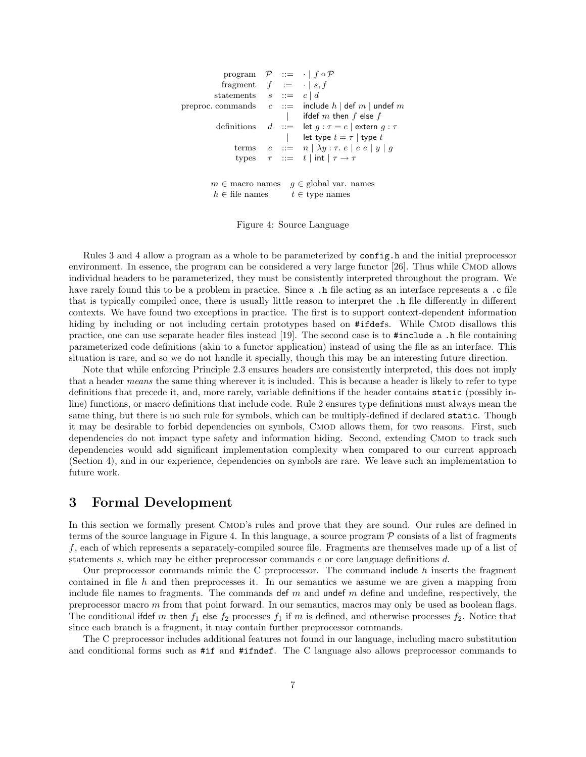$$
\begin{array}{rrcl}
\text{program} & \mathcal{P} & ::= & \cdot \mid f \circ \mathcal{P} \\
\text{fragment} & f & := & \cdot \mid s, f \\
\text{statements} & s & ::= & c \mid d \\
\text{preproc. commands} & c & ::= & \textsf{include } h \mid \textsf{def } m \mid \textsf{undef } m \\
 & & \mid & \textsf{ifdef } m \textsf{ then } f \textsf{ else } f \\
\text{definitions} & d & ::= & \textsf{let } g : \tau = e \mid \textsf{extern } g : \tau \\
 & & \mid & \textsf{let type } t = \tau \mid \textsf{type } t \\
\text{terms} & e & ::= & n \mid \lambda y : \tau.\ e \mid e\ e \mid y \mid g \\
\text{types} & \tau & ::= & t \mid \textsf{int} \mid \tau \to \tau
\end{array}
$$

$$
\begin{array}{ll}
m \in \text{macro names} & g \in \text{global var. names} \\
h \in \text{file names} & t \in \text{type names}
\end{array}
$$

Figure 4: Source Language

Rules 3 and 4 allow a program as a whole to be parameterized by `config.h` and the initial preprocessor environment. In essence, the program can be considered a very large functor [26]. Thus while CMOD allows individual headers to be parameterized, they must be consistently interpreted throughout the program. We have rarely found this to be a problem in practice. Since a `.h` file acting as an interface represents a `.c` file that is typically compiled once, there is usually little reason to interpret the `.h` file differently in different contexts. We have found two exceptions in practice. The first is to support context-dependent information hiding by including or not including certain prototypes based on `#ifdef`s. While CMOD disallows this practice, one can use separate header files instead [19]. The second case is to `#include` a `.h` file containing parameterized code definitions (akin to a functor application) instead of using the file as an interface. This situation is rare, and so we do not handle it specially, though this may be an interesting future direction.

Note that while enforcing Principle 2.3 ensures headers are consistently interpreted, this does not imply that a header *means* the same thing wherever it is included. This is because a header is likely to refer to type definitions that precede it, and, more rarely, variable definitions if the header contains `static` (possibly inline) functions, or macro definitions that include code. Rule 2 ensures type definitions must always mean the same thing, but there is no such rule for symbols, which can be multiply-defined if declared `static`. Though it may be desirable to forbid dependencies on symbols, CMOD allows them, for two reasons. First, such dependencies do not impact type safety and information hiding. Second, extending CMOD to track such dependencies would add significant implementation complexity when compared to our current approach (Section 4), and in our experience, dependencies on symbols are rare. We leave such an implementation to future work.

# 3 Formal Development

In this section we formally present CMOD's rules and prove that they are sound. Our rules are defined in terms of the source language in Figure 4. In this language, a source program $\mathcal{P}$ consists of a list of fragments $f$, each of which represents a separately-compiled source file. Fragments are themselves made up of a list of statements $s$, which may be either preprocessor commands $c$ or core language definitions $d$.

Our preprocessor commands mimic the C preprocessor. The command include $h$ inserts the fragment contained in file $h$ and then preprocesses it. In our semantics we assume we are given a mapping from include file names to fragments. The commands def $m$ and undef $m$ define and undefine, respectively, the preprocessor macro $m$ from that point forward. In our semantics, macros may only be used as boolean flags. The conditional ifdef $m$ then $f_1$ else $f_2$ processes $f_1$ if $m$ is defined, and otherwise processes $f_2$. Notice that since each branch is a fragment, it may contain further preprocessor commands.

The C preprocessor includes additional features not found in our language, including macro substitution and conditional forms such as `#if` and `#ifndef`. The C language also allows preprocessor commands to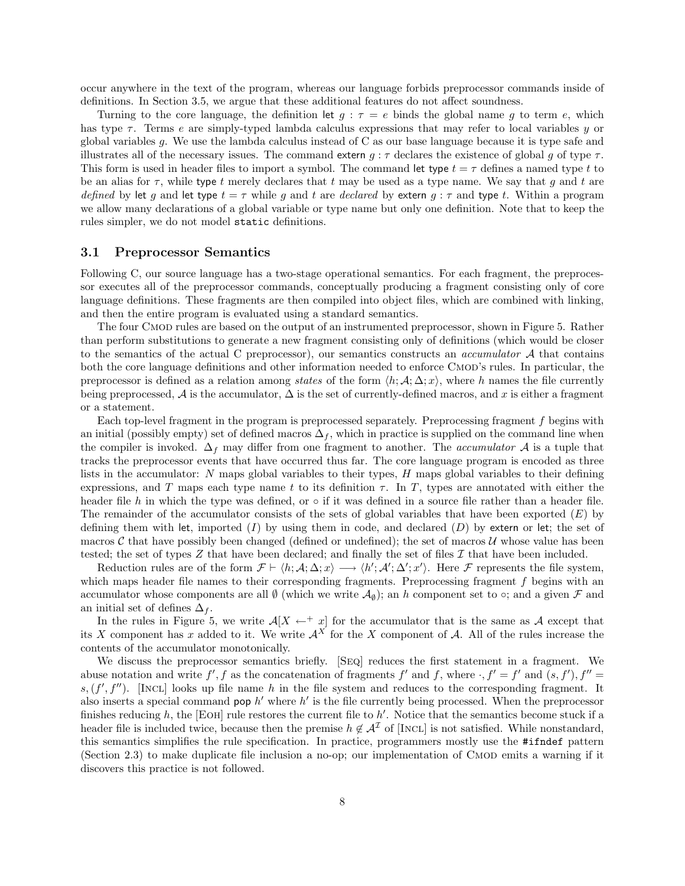occur anywhere in the text of the program, whereas our language forbids preprocessor commands inside of definitions. In Section 3.5, we argue that these additional features do not affect soundness.

Turning to the core language, the definition let $g : \tau = e$ binds the global name $g$ to term $e$, which has type $\tau$. Terms $e$ are simply-typed lambda calculus expressions that may refer to local variables $y$ or global variables $g$. We use the lambda calculus instead of C as our base language because it is type safe and illustrates all of the necessary issues. The command extern $g : \tau$ declares the existence of global $g$ of type $\tau$. This form is used in header files to import a symbol. The command let type $t = \tau$ defines a named type $t$ to be an alias for $\tau$, while type $t$ merely declares that $t$ may be used as a type name. We say that $g$ and $t$ are *defined* by let $g$ and let type $t = \tau$ while $g$ and $t$ are *declared* by extern $g : \tau$ and type $t$. Within a program we allow many declarations of a global variable or type name but only one definition. Note that to keep the rules simpler, we do not model `static` definitions.

## 3.1 Preprocessor Semantics

Following C, our source language has a two-stage operational semantics. For each fragment, the preprocessor executes all of the preprocessor commands, conceptually producing a fragment consisting only of core language definitions. These fragments are then compiled into object files, which are combined with linking, and then the entire program is evaluated using a standard semantics.

The four CMOD rules are based on the output of an instrumented preprocessor, shown in Figure 5. Rather than perform substitutions to generate a new fragment consisting only of definitions (which would be closer to the semantics of the actual C preprocessor), our semantics constructs an *accumulator* $\mathcal{A}$ that contains both the core language definitions and other information needed to enforce CMOD's rules. In particular, the preprocessor is defined as a relation among *states* of the form $\langle h; \mathcal{A}; \Delta; x \rangle$, where $h$ names the file currently being preprocessed, $\mathcal{A}$ is the accumulator, $\Delta$ is the set of currently-defined macros, and $x$ is either a fragment or a statement.

Each top-level fragment in the program is preprocessed separately. Preprocessing fragment $f$ begins with an initial (possibly empty) set of defined macros $\Delta_f$, which in practice is supplied on the command line when the compiler is invoked. $\Delta_f$ may differ from one fragment to another. The *accumulator* $\mathcal{A}$ is a tuple that tracks the preprocessor events that have occurred thus far. The core language program is encoded as three lists in the accumulator: $N$ maps global variables to their types, $H$ maps global variables to their defining expressions, and $T$ maps each type name $t$ to its definition $\tau$. In $T$, types are annotated with either the header file $h$ in which the type was defined, or $\circ$ if it was defined in a source file rather than a header file. The remainder of the accumulator consists of the sets of global variables that have been exported ($E$) by defining them with let, imported ($I$) by using them in code, and declared ($D$) by extern or let; the set of macros $\mathcal{C}$ that have possibly been changed (defined or undefined); the set of macros $\mathcal{U}$ whose value has been tested; the set of types $Z$ that have been declared; and finally the set of files $\mathcal{I}$ that have been included.

Reduction rules are of the form $\mathcal{F} \vdash \langle h; \mathcal{A}; \Delta; x \rangle \longrightarrow \langle h'; \mathcal{A}'; \Delta'; x' \rangle$. Here $\mathcal{F}$ represents the file system, which maps header file names to their corresponding fragments. Preprocessing fragment $f$ begins with an accumulator whose components are all $\emptyset$ (which we write $\mathcal{A}_\emptyset$); an $h$ component set to $\circ$; and a given $\mathcal{F}$ and an initial set of defines $\Delta_f$.

In the rules in Figure 5, we write $\mathcal{A}[X \xleftarrow{+} x]$ for the accumulator that is the same as $\mathcal{A}$ except that its $X$ component has $x$ added to it. We write $\mathcal{A}^X$ for the $X$ component of $\mathcal{A}$. All of the rules increase the contents of the accumulator monotonically.

We discuss the preprocessor semantics briefly. [SEQ] reduces the first statement in a fragment. We abuse notation and write $f', f$ as the concatenation of fragments $f'$ and $f$, where $\cdot, f' = f'$ and $(s, f'), f'' = s, (f', f'')$. [INCL] looks up file name $h$ in the file system and reduces to the corresponding fragment. It also inserts a special command pop $h'$ where $h'$ is the file currently being processed. When the preprocessor finishes reducing $h$, the [EOH] rule restores the current file to $h'$. Notice that the semantics become stuck if a header file is included twice, because then the premise $h \notin \mathcal{A}^\mathcal{I}$ of [INCL] is not satisfied. While nonstandard, this semantics simplifies the rule specification. In practice, programmers mostly use the `#ifndef` pattern (Section 2.3) to make duplicate file inclusion a no-op; our implementation of CMOD emits a warning if it discovers this practice is not followed.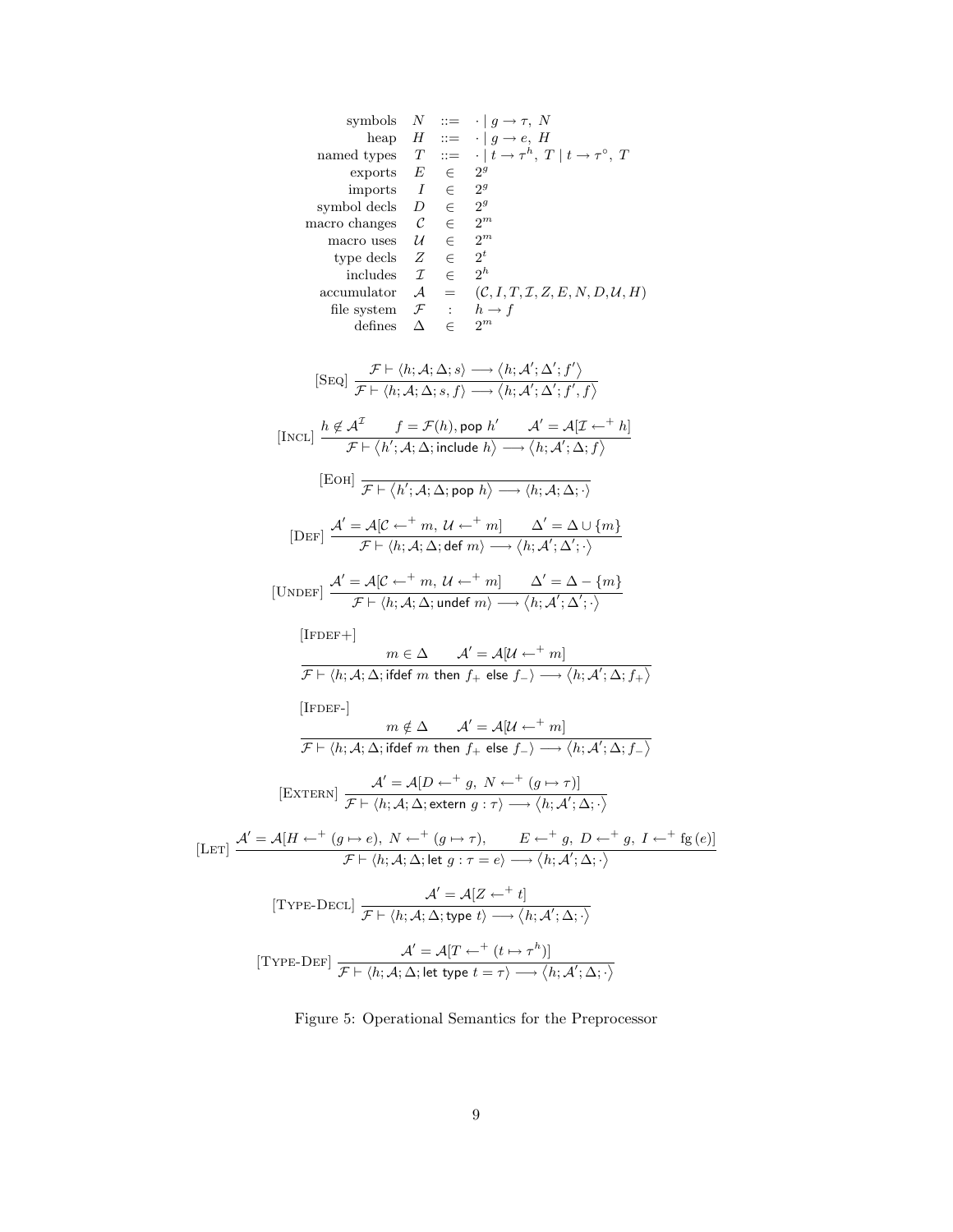$$
\begin{array}{rrcl}
\text{symbols} & N & ::= & \cdot \mid g \rightarrow \tau,\ N \\
\text{heap} & H & ::= & \cdot \mid g \rightarrow e,\ H \\
\text{named types} & T & ::= & \cdot \mid t \rightarrow \tau^{h},\ T \mid t \rightarrow \tau^{\circ},\ T \\
\text{exports} & E & \in & 2^{g} \\
\text{imports} & I & \in & 2^{g} \\
\text{symbol decls} & D & \in & 2^{g} \\
\text{macro changes} & \mathcal{C} & \in & 2^{m} \\
\text{macro uses} & \mathcal{U} & \in & 2^{m} \\
\text{type decls} & Z & \in & 2^{t} \\
\text{includes} & \mathcal{I} & \in & 2^{h} \\
\text{accumulator} & \mathcal{A} & = & (\mathcal{C}, I, T, \mathcal{I}, Z, E, N, D, \mathcal{U}, H) \\
\text{file system} & \mathcal{F} & : & h \rightarrow f \\
\text{defines} & \Delta & \in & 2^{m}
\end{array}
$$

$$
[\textsc{Seq}]\ \frac{\mathcal{F} \vdash \langle h; \mathcal{A}; \Delta; s \rangle \longrightarrow \langle h; \mathcal{A}'; \Delta'; f' \rangle}{\mathcal{F} \vdash \langle h; \mathcal{A}; \Delta; s, f \rangle \longrightarrow \langle h; \mathcal{A}'; \Delta'; f', f \rangle}
$$

$$
[\textsc{Incl}]\ \frac{h \notin \mathcal{A}^{\mathcal{I}} \qquad f = \mathcal{F}(h), \mathsf{pop}\ h' \qquad \mathcal{A}' = \mathcal{A}[\mathcal{I} \leftarrow^{+} h]}{\mathcal{F} \vdash \langle h'; \mathcal{A}; \Delta; \mathsf{include}\ h \rangle \longrightarrow \langle h; \mathcal{A}'; \Delta; f \rangle}
$$

$$
[\textsc{Eoh}]\ \frac{}{\mathcal{F} \vdash \langle h'; \mathcal{A}; \Delta; \mathsf{pop}\ h \rangle \longrightarrow \langle h; \mathcal{A}; \Delta; \cdot \rangle}
$$

$$
[\textsc{Def}]\ \frac{\mathcal{A}' = \mathcal{A}[\mathcal{C} \leftarrow^{+} m,\ \mathcal{U} \leftarrow^{+} m] \qquad \Delta' = \Delta \cup \{m\}}{\mathcal{F} \vdash \langle h; \mathcal{A}; \Delta; \mathsf{def}\ m \rangle \longrightarrow \langle h; \mathcal{A}'; \Delta'; \cdot \rangle}
$$

$$
[\textsc{Undef}]\ \frac{\mathcal{A}' = \mathcal{A}[\mathcal{C} \leftarrow^{+} m,\ \mathcal{U} \leftarrow^{+} m] \qquad \Delta' = \Delta - \{m\}}{\mathcal{F} \vdash \langle h; \mathcal{A}; \Delta; \mathsf{undef}\ m \rangle \longrightarrow \langle h; \mathcal{A}'; \Delta'; \cdot \rangle}
$$

$$
[\textsc{Ifdef+}]\ \frac{m \in \Delta \qquad \mathcal{A}' = \mathcal{A}[\mathcal{U} \leftarrow^{+} m]}{\mathcal{F} \vdash \langle h; \mathcal{A}; \Delta; \mathsf{ifdef}\ m\ \mathsf{then}\ f_{+}\ \mathsf{else}\ f_{-} \rangle \longrightarrow \langle h; \mathcal{A}'; \Delta; f_{+} \rangle}
$$

$$
[\textsc{Ifdef-}]\ \frac{m \notin \Delta \qquad \mathcal{A}' = \mathcal{A}[\mathcal{U} \leftarrow^{+} m]}{\mathcal{F} \vdash \langle h; \mathcal{A}; \Delta; \mathsf{ifdef}\ m\ \mathsf{then}\ f_{+}\ \mathsf{else}\ f_{-} \rangle \longrightarrow \langle h; \mathcal{A}'; \Delta; f_{-} \rangle}
$$

$$
[\textsc{Extern}]\ \frac{\mathcal{A}' = \mathcal{A}[D \leftarrow^{+} g,\ N \leftarrow^{+} (g \mapsto \tau)]}{\mathcal{F} \vdash \langle h; \mathcal{A}; \Delta; \mathsf{extern}\ g : \tau \rangle \longrightarrow \langle h; \mathcal{A}'; \Delta; \cdot \rangle}
$$

$$
[\textsc{Let}]\ \frac{\mathcal{A}' = \mathcal{A}[H \leftarrow^{+} (g \mapsto e),\ N \leftarrow^{+} (g \mapsto \tau), \qquad E \leftarrow^{+} g,\ D \leftarrow^{+} g,\ I \leftarrow^{+} \mathrm{fg}(e)]}{\mathcal{F} \vdash \langle h; \mathcal{A}; \Delta; \mathsf{let}\ g : \tau = e \rangle \longrightarrow \langle h; \mathcal{A}'; \Delta; \cdot \rangle}
$$

$$
[\textsc{Type-Decl}]\ \frac{\mathcal{A}' = \mathcal{A}[Z \leftarrow^{+} t]}{\mathcal{F} \vdash \langle h; \mathcal{A}; \Delta; \mathsf{type}\ t \rangle \longrightarrow \langle h; \mathcal{A}'; \Delta; \cdot \rangle}
$$

$$
[\textsc{Type-Def}]\ \frac{\mathcal{A}' = \mathcal{A}[T \leftarrow^{+} (t \mapsto \tau^{h})]}{\mathcal{F} \vdash \langle h; \mathcal{A}; \Delta; \mathsf{let\ type}\ t = \tau \rangle \longrightarrow \langle h; \mathcal{A}'; \Delta; \cdot \rangle}
$$

Figure 5: Operational Semantics for the Preprocessor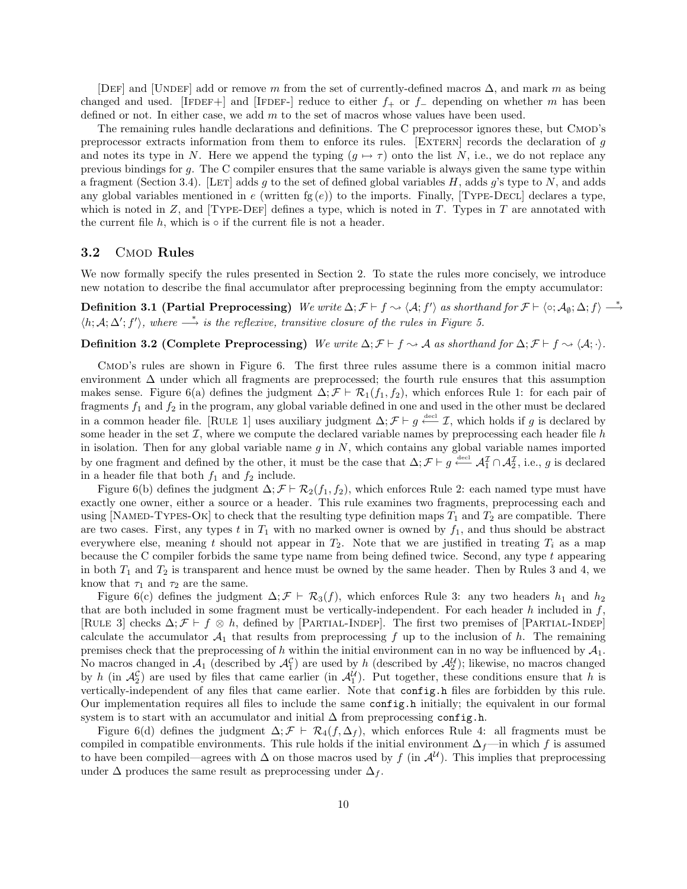[Def] and [Undef] add or remove $m$ from the set of currently-defined macros $\Delta$, and mark $m$ as being changed and used. [Ifdef+] and [Ifdef-] reduce to either $f_+$ or $f_-$ depending on whether $m$ has been defined or not. In either case, we add $m$ to the set of macros whose values have been used.

The remaining rules handle declarations and definitions. The C preprocessor ignores these, but Cmod's preprocessor extracts information from them to enforce its rules. [Extern] records the declaration of $g$ and notes its type in $N$. Here we append the typing $(g \mapsto \tau)$ onto the list $N$, i.e., we do not replace any previous bindings for $g$. The C compiler ensures that the same variable is always given the same type within a fragment (Section 3.4). [Let] adds $g$ to the set of defined global variables $H$, adds $g$'s type to $N$, and adds any global variables mentioned in $e$ (written $\text{fg}(e)$) to the imports. Finally, [Type-Decl] declares a type, which is noted in $Z$, and [Type-Def] defines a type, which is noted in $T$. Types in $T$ are annotated with the current file $h$, which is $\circ$ if the current file is not a header.

### 3.2 Cmod Rules

We now formally specify the rules presented in Section 2. To state the rules more concisely, we introduce new notation to describe the final accumulator after preprocessing beginning from the empty accumulator:

**Definition 3.1 (Partial Preprocessing)** *We write $\Delta; \mathcal{F} \vdash f \rightsquigarrow \langle \mathcal{A}; f' \rangle$ as shorthand for $\mathcal{F} \vdash \langle \circ; \mathcal{A}_\emptyset; \Delta; f \rangle \stackrel{*}{\longrightarrow} \langle h; \mathcal{A}; \Delta'; f' \rangle$, where $\stackrel{*}{\longrightarrow}$ is the reflexive, transitive closure of the rules in Figure 5.*

**Definition 3.2 (Complete Preprocessing)** *We write $\Delta; \mathcal{F} \vdash f \rightsquigarrow \mathcal{A}$ as shorthand for $\Delta; \mathcal{F} \vdash f \rightsquigarrow \langle \mathcal{A}; \cdot \rangle$.*

Cmod's rules are shown in Figure 6. The first three rules assume there is a common initial macro environment $\Delta$ under which all fragments are preprocessed; the fourth rule ensures that this assumption makes sense. Figure 6(a) defines the judgment $\Delta; \mathcal{F} \vdash \mathcal{R}_1(f_1, f_2)$, which enforces Rule 1: for each pair of fragments $f_1$ and $f_2$ in the program, any global variable defined in one and used in the other must be declared in a common header file. [Rule 1] uses auxiliary judgment $\Delta; \mathcal{F} \vdash g \stackrel{\text{decl}}{\longleftarrow} \mathcal{I}$, which holds if $g$ is declared by some header in the set $\mathcal{I}$, where we compute the declared variable names by preprocessing each header file $h$ in isolation. Then for any global variable name $g$ in $N$, which contains any global variable names imported by one fragment and defined by the other, it must be the case that $\Delta; \mathcal{F} \vdash g \stackrel{\text{decl}}{\longleftarrow} \mathcal{A}_1^{\mathcal{I}} \cap \mathcal{A}_2^{\mathcal{I}}$, i.e., $g$ is declared in a header file that both $f_1$ and $f_2$ include.

Figure 6(b) defines the judgment $\Delta; \mathcal{F} \vdash \mathcal{R}_2(f_1, f_2)$, which enforces Rule 2: each named type must have exactly one owner, either a source or a header. This rule examines two fragments, preprocessing each and using [Named-Types-Ok] to check that the resulting type definition maps $T_1$ and $T_2$ are compatible. There are two cases. First, any types $t$ in $T_1$ with no marked owner is owned by $f_1$, and thus should be abstract everywhere else, meaning $t$ should not appear in $T_2$. Note that we are justified in treating $T_i$ as a map because the C compiler forbids the same type name from being defined twice. Second, any type $t$ appearing in both $T_1$ and $T_2$ is transparent and hence must be owned by the same header. Then by Rules 3 and 4, we know that $\tau_1$ and $\tau_2$ are the same.

Figure 6(c) defines the judgment $\Delta; \mathcal{F} \vdash \mathcal{R}_3(f)$, which enforces Rule 3: any two headers $h_1$ and $h_2$ that are both included in some fragment must be vertically-independent. For each header $h$ included in $f$, [Rule 3] checks $\Delta; \mathcal{F} \vdash f \otimes h$, defined by [Partial-Indep]. The first two premises of [Partial-Indep] calculate the accumulator $\mathcal{A}_1$ that results from preprocessing $f$ up to the inclusion of $h$. The remaining premises check that the preprocessing of $h$ within the initial environment can in no way be influenced by $\mathcal{A}_1$. No macros changed in $\mathcal{A}_1$ (described by $\mathcal{A}_1^{\mathcal{C}}$) are used by $h$ (described by $\mathcal{A}_2^{\mathcal{U}}$); likewise, no macros changed by $h$ (in $\mathcal{A}_2^{\mathcal{C}}$) are used by files that came earlier (in $\mathcal{A}_1^{\mathcal{U}}$). Put together, these conditions ensure that $h$ is vertically-independent of any files that came earlier. Note that `config.h` files are forbidden by this rule. Our implementation requires all files to include the same `config.h` initially; the equivalent in our formal system is to start with an accumulator and initial $\Delta$ from preprocessing `config.h`.

Figure 6(d) defines the judgment $\Delta; \mathcal{F} \vdash \mathcal{R}_4(f, \Delta_f)$, which enforces Rule 4: all fragments must be compiled in compatible environments. This rule holds if the initial environment $\Delta_f$—in which $f$ is assumed to have been compiled—agrees with $\Delta$ on those macros used by $f$ (in $\mathcal{A}^{\mathcal{U}}$). This implies that preprocessing under $\Delta$ produces the same result as preprocessing under $\Delta_f$.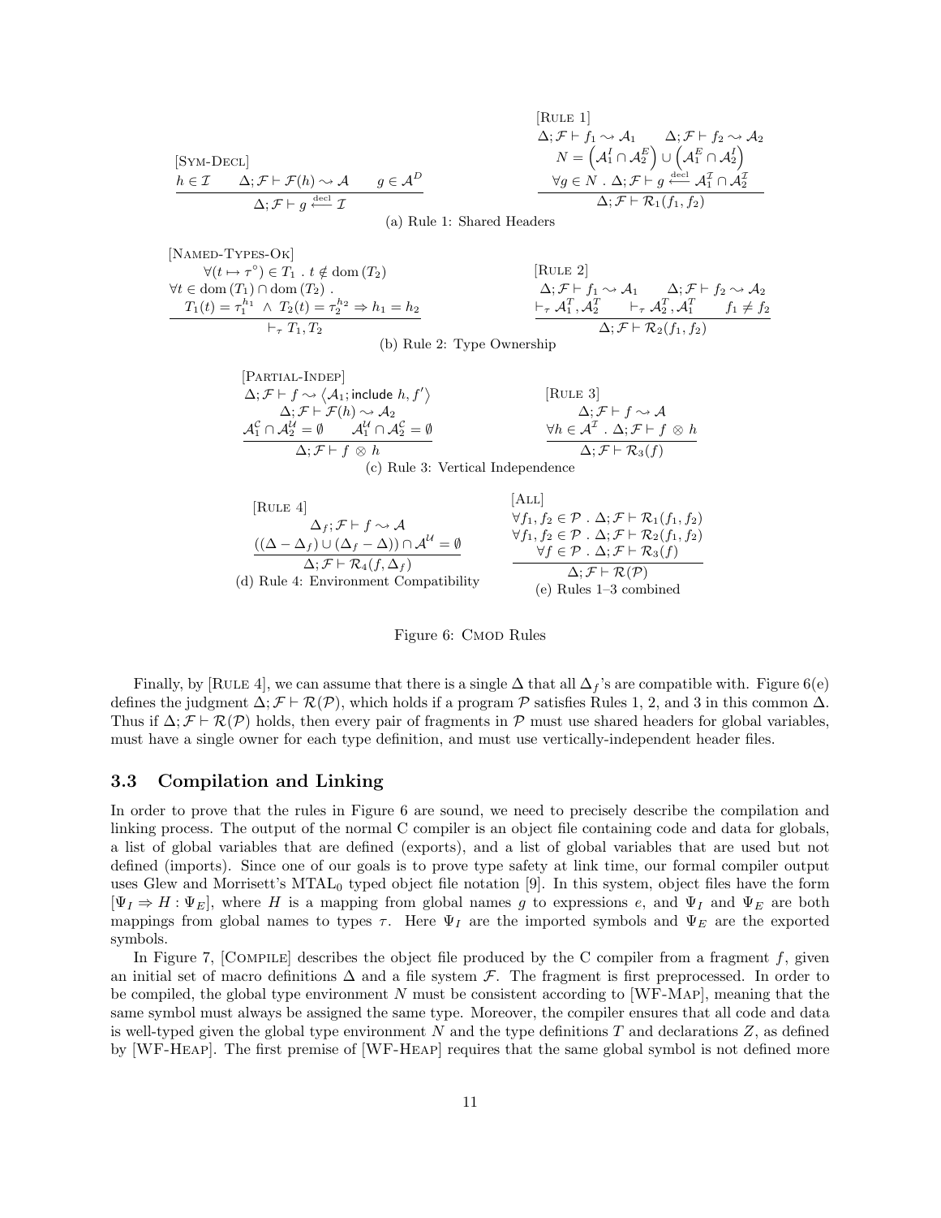[Sym-Decl]

$$\frac{h \in \mathcal{I} \qquad \Delta; \mathcal{F} \vdash \mathcal{F}(h) \rightsquigarrow \mathcal{A} \qquad g \in \mathcal{A}^D}{\Delta; \mathcal{F} \vdash g \xleftarrow{\text{decl}} \mathcal{I}}$$

[Rule 1]

$$\frac{\begin{array}{c}\Delta; \mathcal{F} \vdash f_1 \rightsquigarrow \mathcal{A}_1 \qquad \Delta; \mathcal{F} \vdash f_2 \rightsquigarrow \mathcal{A}_2 \\ N = \left(\mathcal{A}_1^I \cap \mathcal{A}_2^E\right) \cup \left(\mathcal{A}_1^E \cap \mathcal{A}_2^I\right) \\ \forall g \in N \;.\; \Delta; \mathcal{F} \vdash g \xleftarrow{\text{decl}} \mathcal{A}_1^{\mathcal{I}} \cap \mathcal{A}_2^{\mathcal{I}}\end{array}}{\Delta; \mathcal{F} \vdash \mathcal{R}_1(f_1, f_2)}$$

(a) Rule 1: Shared Headers

[Named-Types-Ok]

$$\frac{\begin{array}{c}\forall (t \mapsto \tau^\circ) \in T_1 \;.\; t \notin \mathrm{dom}\,(T_2) \\ \forall t \in \mathrm{dom}\,(T_1) \cap \mathrm{dom}\,(T_2) \;. \\ T_1(t) = \tau_1^{h_1} \;\wedge\; T_2(t) = \tau_2^{h_2} \Rightarrow h_1 = h_2\end{array}}{\vdash_\tau T_1, T_2}$$

[Rule 2]

$$\frac{\begin{array}{c}\Delta; \mathcal{F} \vdash f_1 \rightsquigarrow \mathcal{A}_1 \qquad \Delta; \mathcal{F} \vdash f_2 \rightsquigarrow \mathcal{A}_2 \\ \vdash_\tau \mathcal{A}_1^T, \mathcal{A}_2^T \qquad \vdash_\tau \mathcal{A}_2^T, \mathcal{A}_1^T \qquad f_1 \neq f_2\end{array}}{\Delta; \mathcal{F} \vdash \mathcal{R}_2(f_1, f_2)}$$

(b) Rule 2: Type Ownership

[Partial-Indep]

$$\frac{\begin{array}{c}\Delta; \mathcal{F} \vdash f \rightsquigarrow \langle \mathcal{A}_1; \mathsf{include}\ h, f' \rangle \\ \Delta; \mathcal{F} \vdash \mathcal{F}(h) \rightsquigarrow \mathcal{A}_2 \\ \mathcal{A}_1^{\mathcal{C}} \cap \mathcal{A}_2^{\mathcal{U}} = \emptyset \qquad \mathcal{A}_1^{\mathcal{U}} \cap \mathcal{A}_2^{\mathcal{C}} = \emptyset\end{array}}{\Delta; \mathcal{F} \vdash f \otimes h}$$

[Rule 3]

$$\frac{\begin{array}{c}\Delta; \mathcal{F} \vdash f \rightsquigarrow \mathcal{A} \\ \forall h \in \mathcal{A}^{\mathcal{I}} \;.\; \Delta; \mathcal{F} \vdash f \otimes h\end{array}}{\Delta; \mathcal{F} \vdash \mathcal{R}_3(f)}$$

(c) Rule 3: Vertical Independence

[Rule 4]

$$\frac{\begin{array}{c}\Delta_f; \mathcal{F} \vdash f \rightsquigarrow \mathcal{A} \\ ((\Delta - \Delta_f) \cup (\Delta_f - \Delta)) \cap \mathcal{A}^{\mathcal{U}} = \emptyset\end{array}}{\Delta; \mathcal{F} \vdash \mathcal{R}_4(f, \Delta_f)}$$

(d) Rule 4: Environment Compatibility

[All]

$$\frac{\begin{array}{c}\forall f_1, f_2 \in \mathcal{P} \;.\; \Delta; \mathcal{F} \vdash \mathcal{R}_1(f_1, f_2) \\ \forall f_1, f_2 \in \mathcal{P} \;.\; \Delta; \mathcal{F} \vdash \mathcal{R}_2(f_1, f_2) \\ \forall f \in \mathcal{P} \;.\; \Delta; \mathcal{F} \vdash \mathcal{R}_3(f)\end{array}}{\Delta; \mathcal{F} \vdash \mathcal{R}(\mathcal{P})}$$

(e) Rules 1–3 combined

Figure 6: Cmod Rules

Finally, by [Rule 4], we can assume that there is a single $\Delta$ that all $\Delta_f$'s are compatible with. Figure 6(e) defines the judgment $\Delta; \mathcal{F} \vdash \mathcal{R}(\mathcal{P})$, which holds if a program $\mathcal{P}$ satisfies Rules 1, 2, and 3 in this common $\Delta$. Thus if $\Delta; \mathcal{F} \vdash \mathcal{R}(\mathcal{P})$ holds, then every pair of fragments in $\mathcal{P}$ must use shared headers for global variables, must have a single owner for each type definition, and must use vertically-independent header files.

### 3.3 Compilation and Linking

In order to prove that the rules in Figure 6 are sound, we need to precisely describe the compilation and linking process. The output of the normal C compiler is an object file containing code and data for globals, a list of global variables that are defined (exports), and a list of global variables that are used but not defined (imports). Since one of our goals is to prove type safety at link time, our formal compiler output uses Glew and Morrisett's MTAL$_0$ typed object file notation [9]. In this system, object files have the form $[\Psi_I \Rightarrow H : \Psi_E]$, where $H$ is a mapping from global names $g$ to expressions $e$, and $\Psi_I$ and $\Psi_E$ are both mappings from global names to types $\tau$. Here $\Psi_I$ are the imported symbols and $\Psi_E$ are the exported symbols.

In Figure 7, [Compile] describes the object file produced by the C compiler from a fragment $f$, given an initial set of macro definitions $\Delta$ and a file system $\mathcal{F}$. The fragment is first preprocessed. In order to be compiled, the global type environment $N$ must be consistent according to [WF-Map], meaning that the same symbol must always be assigned the same type. Moreover, the compiler ensures that all code and data is well-typed given the global type environment $N$ and the type definitions $T$ and declarations $Z$, as defined by [WF-Heap]. The first premise of [WF-Heap] requires that the same global symbol is not defined more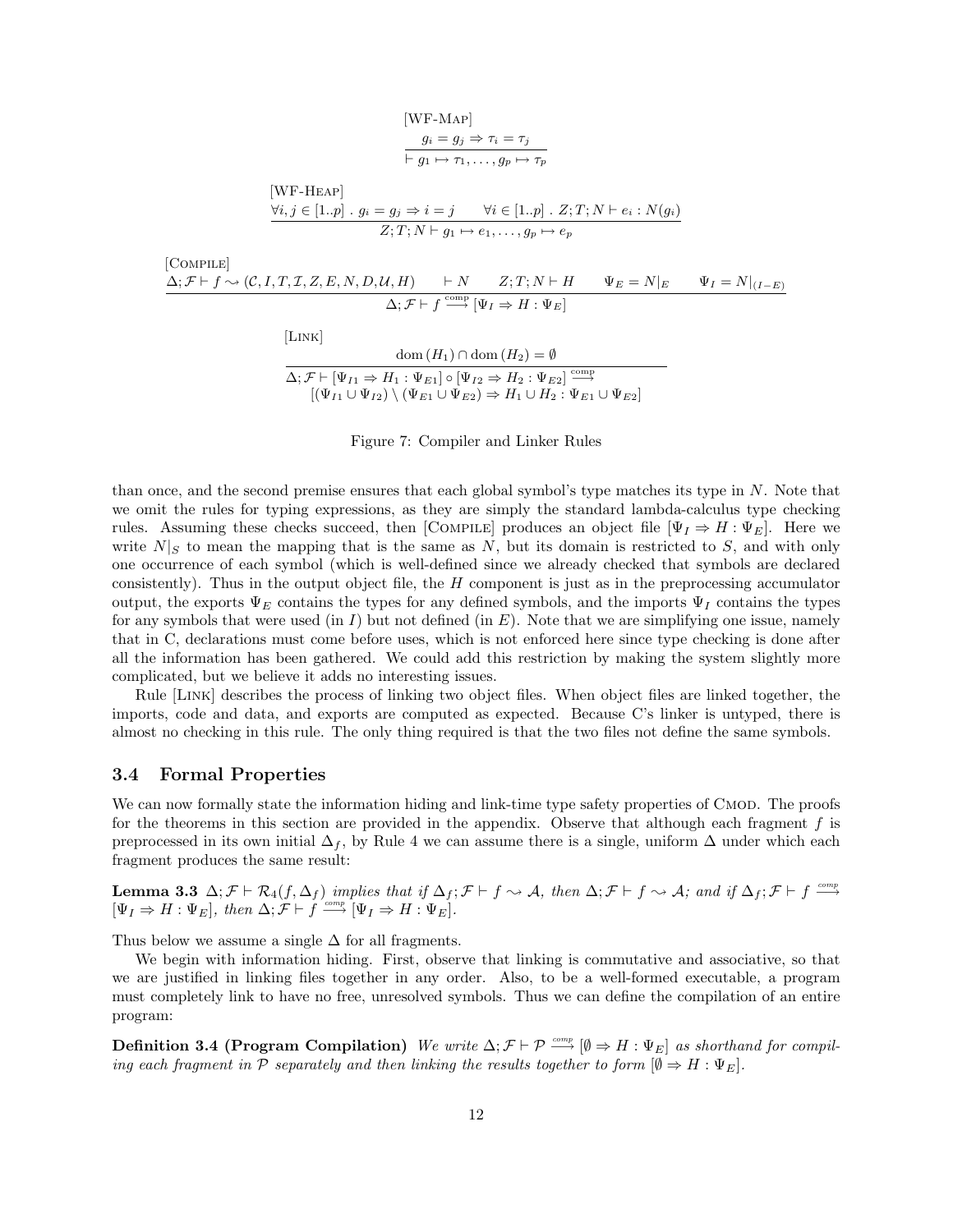$$\text{[WF-MAP]} \quad \frac{g_i = g_j \Rightarrow \tau_i = \tau_j}{\vdash g_1 \mapsto \tau_1, \ldots, g_p \mapsto \tau_p}$$

$$\text{[WF-HEAP]} \quad \frac{\forall i, j \in [1..p] \;.\; g_i = g_j \Rightarrow i = j \qquad \forall i \in [1..p] \;.\; Z; T; N \vdash e_i : N(g_i)}{Z; T; N \vdash g_1 \mapsto e_1, \ldots, g_p \mapsto e_p}$$

$$\text{[COMPILE]} \quad \frac{\Delta; \mathcal{F} \vdash f \rightsquigarrow (\mathcal{C}, I, T, \mathcal{I}, Z, E, N, D, \mathcal{U}, H) \qquad \vdash N \qquad Z; T; N \vdash H \qquad \Psi_E = N|_E \qquad \Psi_I = N|_{(I-E)}}{\Delta; \mathcal{F} \vdash f \xrightarrow{\text{comp}} [\Psi_I \Rightarrow H : \Psi_E]}$$

$$\text{[LINK]} \quad \frac{\mathrm{dom}\,(H_1) \cap \mathrm{dom}\,(H_2) = \emptyset}{\Delta; \mathcal{F} \vdash [\Psi_{I1} \Rightarrow H_1 : \Psi_{E1}] \circ [\Psi_{I2} \Rightarrow H_2 : \Psi_{E2}] \xrightarrow{\text{comp}} [(\Psi_{I1} \cup \Psi_{I2}) \setminus (\Psi_{E1} \cup \Psi_{E2}) \Rightarrow H_1 \cup H_2 : \Psi_{E1} \cup \Psi_{E2}]}$$

Figure 7: Compiler and Linker Rules

than once, and the second premise ensures that each global symbol's type matches its type in $N$. Note that we omit the rules for typing expressions, as they are simply the standard lambda-calculus type checking rules. Assuming these checks succeed, then [COMPILE] produces an object file $[\Psi_I \Rightarrow H : \Psi_E]$. Here we write $N|_S$ to mean the mapping that is the same as $N$, but its domain is restricted to $S$, and with only one occurrence of each symbol (which is well-defined since we already checked that symbols are declared consistently). Thus in the output object file, the $H$ component is just as in the preprocessing accumulator output, the exports $\Psi_E$ contains the types for any defined symbols, and the imports $\Psi_I$ contains the types for any symbols that were used (in $I$) but not defined (in $E$). Note that we are simplifying one issue, namely that in C, declarations must come before uses, which is not enforced here since type checking is done after all the information has been gathered. We could add this restriction by making the system slightly more complicated, but we believe it adds no interesting issues.

Rule [LINK] describes the process of linking two object files. When object files are linked together, the imports, code and data, and exports are computed as expected. Because C's linker is untyped, there is almost no checking in this rule. The only thing required is that the two files not define the same symbols.

### 3.4 Formal Properties

We can now formally state the information hiding and link-time type safety properties of CMOD. The proofs for the theorems in this section are provided in the appendix. Observe that although each fragment $f$ is preprocessed in its own initial $\Delta_f$, by Rule 4 we can assume there is a single, uniform $\Delta$ under which each fragment produces the same result:

**Lemma 3.3** *$\Delta; \mathcal{F} \vdash \mathcal{R}_4(f, \Delta_f)$ implies that if $\Delta_f; \mathcal{F} \vdash f \rightsquigarrow \mathcal{A}$, then $\Delta; \mathcal{F} \vdash f \rightsquigarrow \mathcal{A}$; and if $\Delta_f; \mathcal{F} \vdash f \xrightarrow{comp} [\Psi_I \Rightarrow H : \Psi_E]$, then $\Delta; \mathcal{F} \vdash f \xrightarrow{comp} [\Psi_I \Rightarrow H : \Psi_E]$.*

Thus below we assume a single $\Delta$ for all fragments.

We begin with information hiding. First, observe that linking is commutative and associative, so that we are justified in linking files together in any order. Also, to be a well-formed executable, a program must completely link to have no free, unresolved symbols. Thus we can define the compilation of an entire program:

**Definition 3.4 (Program Compilation)** *We write $\Delta; \mathcal{F} \vdash \mathcal{P} \xrightarrow{comp} [\emptyset \Rightarrow H : \Psi_E]$ as shorthand for compiling each fragment in $\mathcal{P}$ separately and then linking the results together to form $[\emptyset \Rightarrow H : \Psi_E]$.*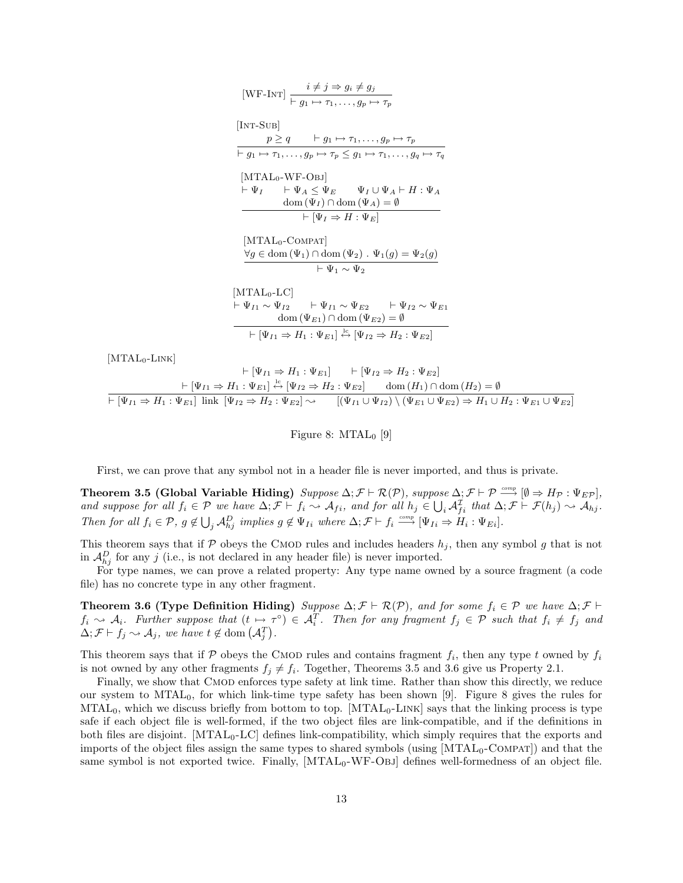$$[\text{WF-INT}]\ \frac{i \neq j \Rightarrow g_i \neq g_j}{\vdash g_1 \mapsto \tau_1, \ldots, g_p \mapsto \tau_p}$$

$$[\text{INT-SUB}]\ \frac{p \geq q \qquad \vdash g_1 \mapsto \tau_1, \ldots, g_p \mapsto \tau_p}{\vdash g_1 \mapsto \tau_1, \ldots, g_p \mapsto \tau_p \leq g_1 \mapsto \tau_1, \ldots, g_q \mapsto \tau_q}$$

$$[\text{MTAL}_0\text{-WF-OBJ}]\ \frac{\vdash \Psi_I \qquad \vdash \Psi_A \leq \Psi_E \qquad \Psi_I \cup \Psi_A \vdash H : \Psi_A \qquad \mathrm{dom}\,(\Psi_I) \cap \mathrm{dom}\,(\Psi_A) = \emptyset}{\vdash [\Psi_I \Rightarrow H : \Psi_E]}$$

$$[\text{MTAL}_0\text{-COMPAT}]\ \frac{\forall g \in \mathrm{dom}\,(\Psi_1) \cap \mathrm{dom}\,(\Psi_2)\ .\ \Psi_1(g) = \Psi_2(g)}{\vdash \Psi_1 \sim \Psi_2}$$

$$[\text{MTAL}_0\text{-LC}]\ \frac{\vdash \Psi_{I1} \sim \Psi_{I2} \qquad \vdash \Psi_{I1} \sim \Psi_{E2} \qquad \vdash \Psi_{I2} \sim \Psi_{E1} \qquad \mathrm{dom}\,(\Psi_{E1}) \cap \mathrm{dom}\,(\Psi_{E2}) = \emptyset}{\vdash [\Psi_{I1} \Rightarrow H_1 : \Psi_{E1}] \overset{\text{lc}}{\leftrightarrow} [\Psi_{I2} \Rightarrow H_2 : \Psi_{E2}]}$$

$$[\text{MTAL}_0\text{-LINK}]\ \frac{\begin{array}{c}\vdash [\Psi_{I1} \Rightarrow H_1 : \Psi_{E1}] \qquad \vdash [\Psi_{I2} \Rightarrow H_2 : \Psi_{E2}] \\ \vdash [\Psi_{I1} \Rightarrow H_1 : \Psi_{E1}] \overset{\text{lc}}{\leftrightarrow} [\Psi_{I2} \Rightarrow H_2 : \Psi_{E2}] \qquad \mathrm{dom}\,(H_1) \cap \mathrm{dom}\,(H_2) = \emptyset\end{array}}{\vdash [\Psi_{I1} \Rightarrow H_1 : \Psi_{E1}]\ \text{link}\ [\Psi_{I2} \Rightarrow H_2 : \Psi_{E2}] \rightsquigarrow \quad [(\Psi_{I1} \cup \Psi_{I2}) \setminus (\Psi_{E1} \cup \Psi_{E2}) \Rightarrow H_1 \cup H_2 : \Psi_{E1} \cup \Psi_{E2}]}$$

Figure 8: $\text{MTAL}_0$ [9]

First, we can prove that any symbol not in a header file is never imported, and thus is private.

**Theorem 3.5 (Global Variable Hiding)** *Suppose $\Delta; \mathcal{F} \vdash \mathcal{R}(\mathcal{P})$, suppose $\Delta; \mathcal{F} \vdash \mathcal{P} \overset{comp}{\longrightarrow} [\emptyset \Rightarrow H_{\mathcal{P}} : \Psi_{E\mathcal{P}}]$, and suppose for all $f_i \in \mathcal{P}$ we have $\Delta; \mathcal{F} \vdash f_i \rightsquigarrow \mathcal{A}_{fi}$, and for all $h_j \in \bigcup_i \mathcal{A}^{\mathcal{I}}_{fi}$ that $\Delta; \mathcal{F} \vdash \mathcal{F}(h_j) \rightsquigarrow \mathcal{A}_{hj}$. Then for all $f_i \in \mathcal{P}$, $g \notin \bigcup_j \mathcal{A}^{D}_{hj}$ implies $g \notin \Psi_{Ii}$ where $\Delta; \mathcal{F} \vdash f_i \overset{comp}{\longrightarrow} [\Psi_{Ii} \Rightarrow H_i : \Psi_{Ei}]$.*

This theorem says that if $\mathcal{P}$ obeys the CMOD rules and includes headers $h_j$, then any symbol $g$ that is not in $\mathcal{A}^{D}_{hj}$ for any $j$ (i.e., is not declared in any header file) is never imported.

For type names, we can prove a related property: Any type name owned by a source fragment (a code file) has no concrete type in any other fragment.

**Theorem 3.6 (Type Definition Hiding)** *Suppose $\Delta; \mathcal{F} \vdash \mathcal{R}(\mathcal{P})$, and for some $f_i \in \mathcal{P}$ we have $\Delta; \mathcal{F} \vdash f_i \rightsquigarrow \mathcal{A}_i$. Further suppose that $(t \mapsto \tau^{\circ}) \in \mathcal{A}^{T}_{i}$. Then for any fragment $f_j \in \mathcal{P}$ such that $f_i \neq f_j$ and $\Delta; \mathcal{F} \vdash f_j \rightsquigarrow \mathcal{A}_j$, we have $t \notin \mathrm{dom}\left(\mathcal{A}^{T}_{j}\right)$.*

This theorem says that if $\mathcal{P}$ obeys the CMOD rules and contains fragment $f_i$, then any type $t$ owned by $f_i$ is not owned by any other fragments $f_j \neq f_i$. Together, Theorems 3.5 and 3.6 give us Property 2.1.

Finally, we show that CMOD enforces type safety at link time. Rather than show this directly, we reduce our system to $\text{MTAL}_0$, for which link-time type safety has been shown [9]. Figure 8 gives the rules for $\text{MTAL}_0$, which we discuss briefly from bottom to top. [$\text{MTAL}_0$-LINK] says that the linking process is type safe if each object file is well-formed, if the two object files are link-compatible, and if the definitions in both files are disjoint. [$\text{MTAL}_0$-LC] defines link-compatibility, which simply requires that the exports and imports of the object files assign the same types to shared symbols (using [$\text{MTAL}_0$-COMPAT]) and that the same symbol is not exported twice. Finally, [$\text{MTAL}_0$-WF-OBJ] defines well-formedness of an object file.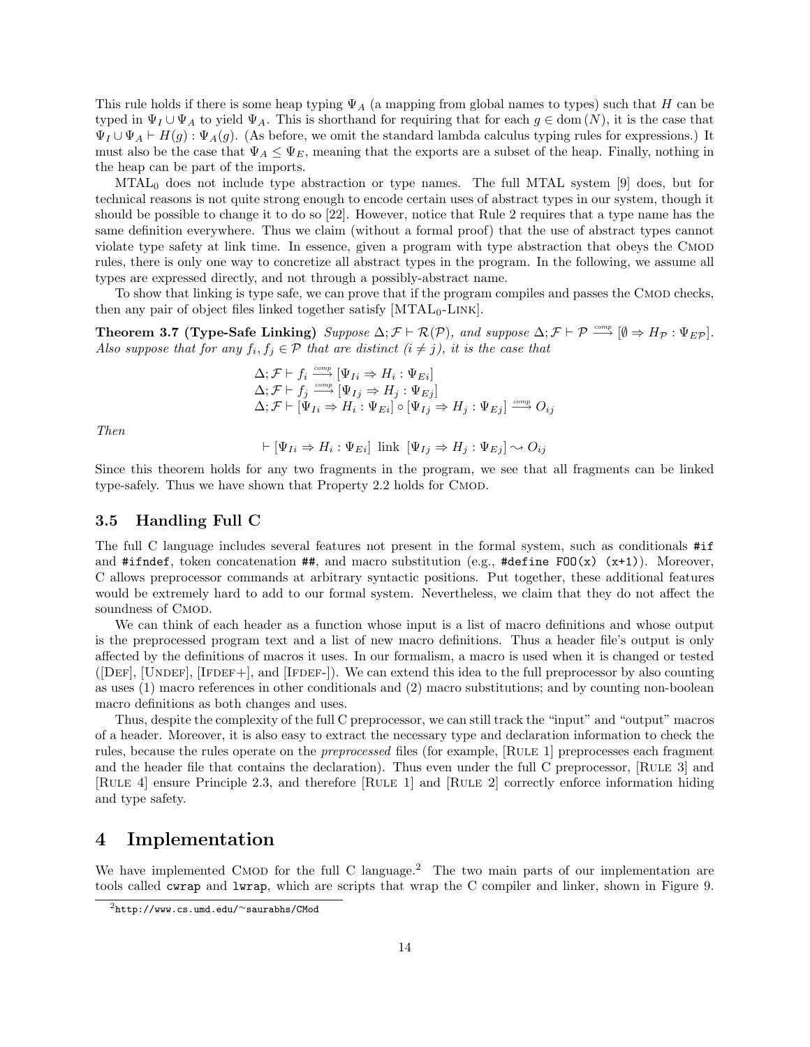This rule holds if there is some heap typing $\Psi_A$ (a mapping from global names to types) such that $H$ can be typed in $\Psi_I \cup \Psi_A$ to yield $\Psi_A$. This is shorthand for requiring that for each $g \in \mathrm{dom}(N)$, it is the case that $\Psi_I \cup \Psi_A \vdash H(g) : \Psi_A(g)$. (As before, we omit the standard lambda calculus typing rules for expressions.) It must also be the case that $\Psi_A \leq \Psi_E$, meaning that the exports are a subset of the heap. Finally, nothing in the heap can be part of the imports.

$\text{MTAL}_0$ does not include type abstraction or type names. The full MTAL system [9] does, but for technical reasons is not quite strong enough to encode certain uses of abstract types in our system, though it should be possible to change it to do so [22]. However, notice that Rule 2 requires that a type name has the same definition everywhere. Thus we claim (without a formal proof) that the use of abstract types cannot violate type safety at link time. In essence, given a program with type abstraction that obeys the CMOD rules, there is only one way to concretize all abstract types in the program. In the following, we assume all types are expressed directly, and not through a possibly-abstract name.

To show that linking is type safe, we can prove that if the program compiles and passes the CMOD checks, then any pair of object files linked together satisfy [$\text{MTAL}_0$-LINK].

**Theorem 3.7 (Type-Safe Linking)** *Suppose* $\Delta; \mathcal{F} \vdash \mathcal{R}(\mathcal{P})$*, and suppose* $\Delta; \mathcal{F} \vdash \mathcal{P} \xrightarrow{comp} [\emptyset \Rightarrow H_{\mathcal{P}} : \Psi_{E\mathcal{P}}]$*. Also suppose that for any* $f_i, f_j \in \mathcal{P}$ *that are distinct* ($i \neq j$)*, it is the case that*

$$
\begin{array}{l}
\Delta; \mathcal{F} \vdash f_i \xrightarrow{comp} [\Psi_{Ii} \Rightarrow H_i : \Psi_{Ei}] \\
\Delta; \mathcal{F} \vdash f_j \xrightarrow{comp} [\Psi_{Ij} \Rightarrow H_j : \Psi_{Ej}] \\
\Delta; \mathcal{F} \vdash [\Psi_{Ii} \Rightarrow H_i : \Psi_{Ei}] \circ [\Psi_{Ij} \Rightarrow H_j : \Psi_{Ej}] \xrightarrow{comp} O_{ij}
\end{array}
$$

*Then*

$$
\vdash [\Psi_{Ii} \Rightarrow H_i : \Psi_{Ei}] \ \text{link} \ [\Psi_{Ij} \Rightarrow H_j : \Psi_{Ej}] \rightsquigarrow O_{ij}
$$

Since this theorem holds for any two fragments in the program, we see that all fragments can be linked type-safely. Thus we have shown that Property 2.2 holds for CMOD.

### 3.5 Handling Full C

The full C language includes several features not present in the formal system, such as conditionals `#if` and `#ifndef`, token concatenation `##`, and macro substitution (e.g., `#define FOO(x) (x+1)`). Moreover, C allows preprocessor commands at arbitrary syntactic positions. Put together, these additional features would be extremely hard to add to our formal system. Nevertheless, we claim that they do not affect the soundness of CMOD.

We can think of each header as a function whose input is a list of macro definitions and whose output is the preprocessed program text and a list of new macro definitions. Thus a header file's output is only affected by the definitions of macros it uses. In our formalism, a macro is used when it is changed or tested ([DEF], [UNDEF], [IFDEF+], and [IFDEF-]). We can extend this idea to the full preprocessor by also counting as uses (1) macro references in other conditionals and (2) macro substitutions; and by counting non-boolean macro definitions as both changes and uses.

Thus, despite the complexity of the full C preprocessor, we can still track the "input" and "output" macros of a header. Moreover, it is also easy to extract the necessary type and declaration information to check the rules, because the rules operate on the *preprocessed* files (for example, [RULE 1] preprocesses each fragment and the header file that contains the declaration). Thus even under the full C preprocessor, [RULE 3] and [RULE 4] ensure Principle 2.3, and therefore [RULE 1] and [RULE 2] correctly enforce information hiding and type safety.

## 4 Implementation

We have implemented CMOD for the full C language.[2] The two main parts of our implementation are tools called `cwrap` and `lwrap`, which are scripts that wrap the C compiler and linker, shown in Figure 9.

[2] `http://www.cs.umd.edu/~saurabhs/CMod`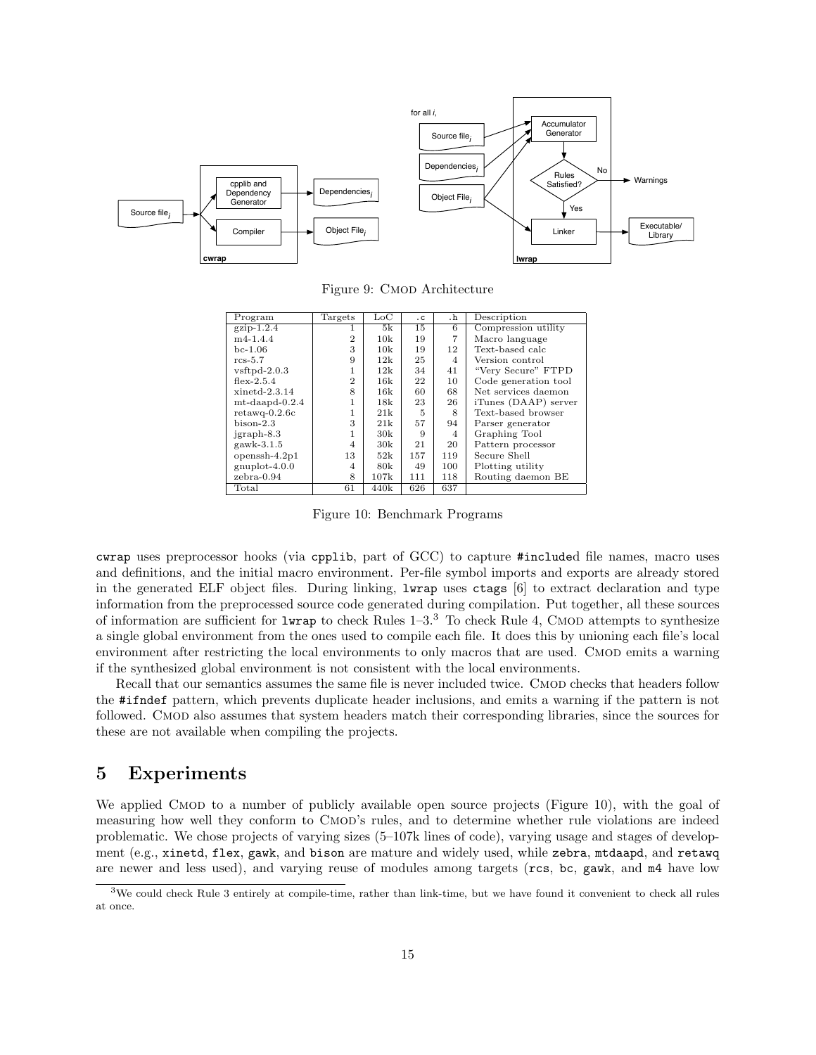for all $i$,

Source file$_i$

Dependencies$_i$

Object File$_i$

Accumulator Generator

Rules Satisfied?

No

Warnings

Yes

Linker

Executable/ Library

lwrap

Source file$_i$

cpplib and Dependency Generator

Compiler

Dependencies$_i$

Object File$_i$

cwrap

Figure 9: CMOD Architecture

| Program | Targets | LoC | .c | .h | Description |
|---|---|---|---|---|---|
| gzip-1.2.4 | 1 | 5k | 15 | 6 | Compression utility |
| m4-1.4.4 | 2 | 10k | 19 | 7 | Macro language |
| bc-1.06 | 3 | 10k | 19 | 12 | Text-based calc |
| rcs-5.7 | 9 | 12k | 25 | 4 | Version control |
| vsftpd-2.0.3 | 1 | 12k | 34 | 41 | "Very Secure" FTPD |
| flex-2.5.4 | 2 | 16k | 22 | 10 | Code generation tool |
| xinetd-2.3.14 | 8 | 16k | 60 | 68 | Net services daemon |
| mt-daapd-0.2.4 | 1 | 18k | 23 | 26 | iTunes (DAAP) server |
| retawq-0.2.6c | 1 | 21k | 5 | 8 | Text-based browser |
| bison-2.3 | 3 | 21k | 57 | 94 | Parser generator |
| jgraph-8.3 | 1 | 30k | 9 | 4 | Graphing Tool |
| gawk-3.1.5 | 4 | 30k | 21 | 20 | Pattern processor |
| openssh-4.2p1 | 13 | 52k | 157 | 119 | Secure Shell |
| gnuplot-4.0.0 | 4 | 80k | 49 | 100 | Plotting utility |
| zebra-0.94 | 8 | 107k | 111 | 118 | Routing daemon BE |
| Total | 61 | 440k | 626 | 637 | |

Figure 10: Benchmark Programs

cwrap uses preprocessor hooks (via cpplib, part of GCC) to capture #included file names, macro uses and definitions, and the initial macro environment. Per-file symbol imports and exports are already stored in the generated ELF object files. During linking, lwrap uses ctags [6] to extract declaration and type information from the preprocessed source code generated during compilation. Put together, all these sources of information are sufficient for lwrap to check Rules 1–3.[3] To check Rule 4, CMOD attempts to synthesize a single global environment from the ones used to compile each file. It does this by unioning each file's local environment after restricting the local environments to only macros that are used. CMOD emits a warning if the synthesized global environment is not consistent with the local environments.

Recall that our semantics assumes the same file is never included twice. CMOD checks that headers follow the #ifndef pattern, which prevents duplicate header inclusions, and emits a warning if the pattern is not followed. CMOD also assumes that system headers match their corresponding libraries, since the sources for these are not available when compiling the projects.

# 5 Experiments

We applied CMOD to a number of publicly available open source projects (Figure 10), with the goal of measuring how well they conform to CMOD's rules, and to determine whether rule violations are indeed problematic. We chose projects of varying sizes (5–107k lines of code), varying usage and stages of development (e.g., xinetd, flex, gawk, and bison are mature and widely used, while zebra, mtdaapd, and retawq are newer and less used), and varying reuse of modules among targets (rcs, bc, gawk, and m4 have low

[3] We could check Rule 3 entirely at compile-time, rather than link-time, but we have found it convenient to check all rules at once.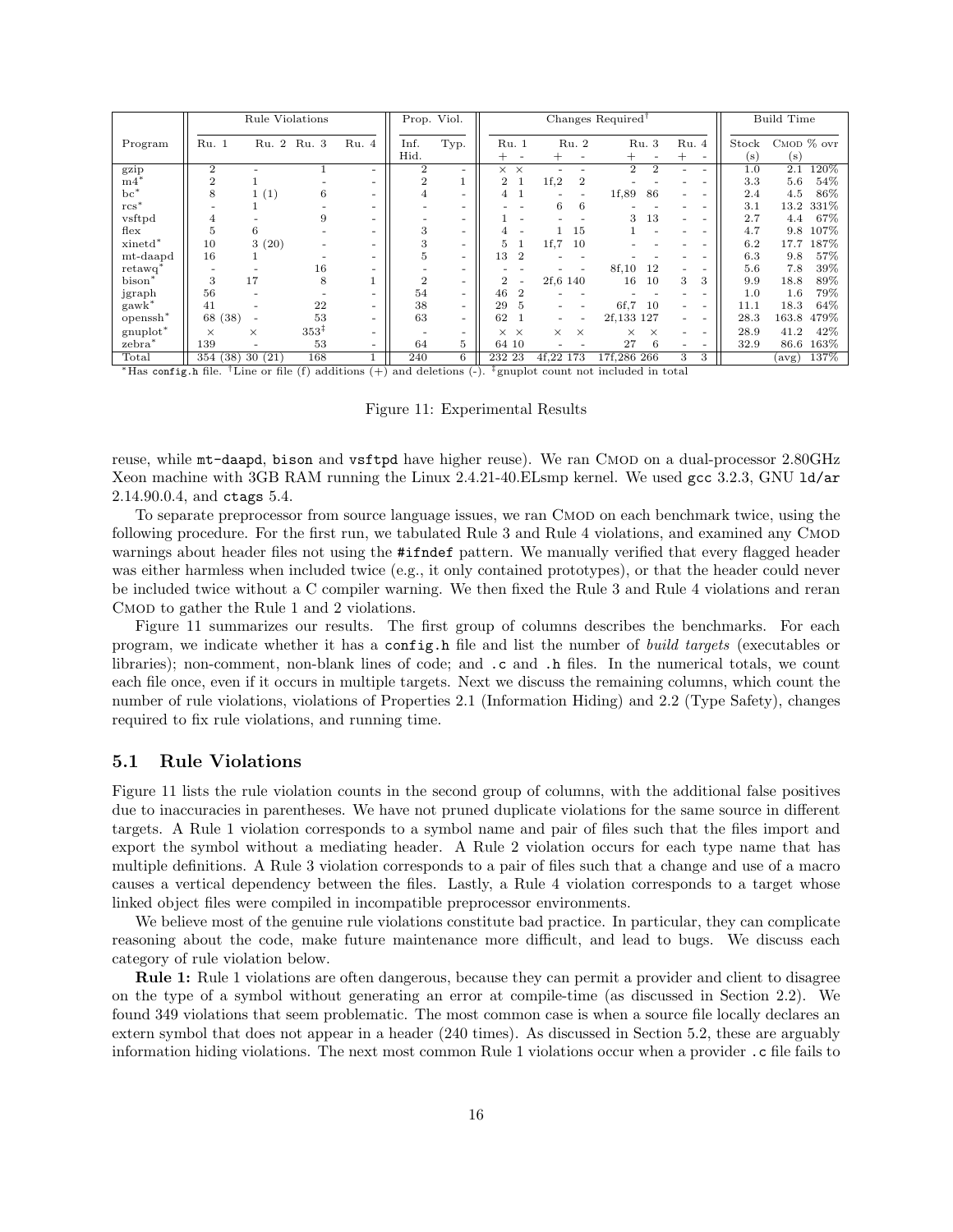| Program | Rule Violations | | | | Prop. Viol. | | Changes Required† | | | | | | | | Build Time | | |
|---|---|---|---|---|---|---|---|---|---|---|---|---|---|---|---|---|---|
| | Ru. 1 | Ru. 2 | Ru. 3 | Ru. 4 | Inf. Hid. | Typ. | Ru. 1 + | Ru. 1 - | Ru. 2 + | Ru. 2 - | Ru. 3 + | Ru. 3 - | Ru. 4 + | Ru. 4 - | Stock (s) | CMOD (s) | % ovr |
| gzip | 2 | - | 1 | - | 2 | - | × | × | - | - | 2 | 2 | - | - | 1.0 | 2.1 | 120% |
| m4* | 2 | 1 | - | - | 2 | 1 | 2 | 1 | 1f,2 | 2 | - | - | - | - | 3.3 | 5.6 | 54% |
| bc* | 8 | 1 (1) | 6 | - | 4 | - | 4 | 1 | - | - | 1f,89 | 86 | - | - | 2.4 | 4.5 | 86% |
| rcs* | - | 1 | - | - | - | - | - | - | 6 | 6 | - | - | - | - | 3.1 | 13.2 | 331% |
| vsftpd | 4 | - | 9 | - | - | - | 1 | - | - | - | 3 | 13 | - | - | 2.7 | 4.4 | 67% |
| flex | 5 | 6 | - | - | 3 | - | 4 | - | 1 | 15 | 1 | - | - | - | 4.7 | 9.8 | 107% |
| xinetd* | 10 | 3 (20) | - | - | 3 | - | 5 | 1 | 1f,7 | 10 | - | - | - | - | 6.2 | 17.7 | 187% |
| mt-daapd | 16 | 1 | - | - | 5 | - | 13 | 2 | - | - | - | - | - | - | 6.3 | 9.8 | 57% |
| retawq* | - | - | 16 | - | - | - | - | - | - | - | 8f,10 | 12 | - | - | 5.6 | 7.8 | 39% |
| bison* | 3 | 17 | 8 | 1 | 2 | - | 2 | - | 2f,6 | 140 | 16 | 10 | 3 | 3 | 9.9 | 18.8 | 89% |
| jgraph | 56 | - | - | - | 54 | - | 46 | 2 | - | - | - | - | - | - | 1.0 | 1.6 | 79% |
| gawk* | 41 | - | 22 | - | 38 | - | 29 | 5 | - | - | 6f,7 | 10 | - | - | 11.1 | 18.3 | 64% |
| openssh* | 68 (38) | - | 53 | - | 63 | - | 62 | 1 | - | - | 2f,133 | 127 | - | - | 28.3 | 163.8 | 479% |
| gnuplot* | × | × | 353‡ | - | - | - | × | × | × | × | × | × | - | - | 28.9 | 41.2 | 42% |
| zebra* | 139 | - | 53 | - | 64 | 5 | 64 | 10 | - | - | 27 | 6 | - | - | 32.9 | 86.6 | 163% |
| Total | 354 (38) | 30 (21) | 168 | 1 | 240 | 6 | 232 | 23 | 4f,22 | 173 | 17f,286 | 266 | 3 | 3 | | (avg) | 137% |

*Has config.h file. †Line or file (f) additions (+) and deletions (-). ‡gnuplot count not included in total

Figure 11: Experimental Results

reuse, while mt-daapd, bison and vsftpd have higher reuse). We ran CMOD on a dual-processor 2.80GHz Xeon machine with 3GB RAM running the Linux 2.4.21-40.ELsmp kernel. We used gcc 3.2.3, GNU ld/ar 2.14.90.0.4, and ctags 5.4.

To separate preprocessor from source language issues, we ran CMOD on each benchmark twice, using the following procedure. For the first run, we tabulated Rule 3 and Rule 4 violations, and examined any CMOD warnings about header files not using the #ifndef pattern. We manually verified that every flagged header was either harmless when included twice (e.g., it only contained prototypes), or that the header could never be included twice without a C compiler warning. We then fixed the Rule 3 and Rule 4 violations and reran CMOD to gather the Rule 1 and 2 violations.

Figure 11 summarizes our results. The first group of columns describes the benchmarks. For each program, we indicate whether it has a config.h file and list the number of *build targets* (executables or libraries); non-comment, non-blank lines of code; and .c and .h files. In the numerical totals, we count each file once, even if it occurs in multiple targets. Next we discuss the remaining columns, which count the number of rule violations, violations of Properties 2.1 (Information Hiding) and 2.2 (Type Safety), changes required to fix rule violations, and running time.

## 5.1 Rule Violations

Figure 11 lists the rule violation counts in the second group of columns, with the additional false positives due to inaccuracies in parentheses. We have not pruned duplicate violations for the same source in different targets. A Rule 1 violation corresponds to a symbol name and pair of files such that the files import and export the symbol without a mediating header. A Rule 2 violation occurs for each type name that has multiple definitions. A Rule 3 violation corresponds to a pair of files such that a change and use of a macro causes a vertical dependency between the files. Lastly, a Rule 4 violation corresponds to a target whose linked object files were compiled in incompatible preprocessor environments.

We believe most of the genuine rule violations constitute bad practice. In particular, they can complicate reasoning about the code, make future maintenance more difficult, and lead to bugs. We discuss each category of rule violation below.

**Rule 1:** Rule 1 violations are often dangerous, because they can permit a provider and client to disagree on the type of a symbol without generating an error at compile-time (as discussed in Section 2.2). We found 349 violations that seem problematic. The most common case is when a source file locally declares an extern symbol that does not appear in a header (240 times). As discussed in Section 5.2, these are arguably information hiding violations. The next most common Rule 1 violations occur when a provider .c file fails to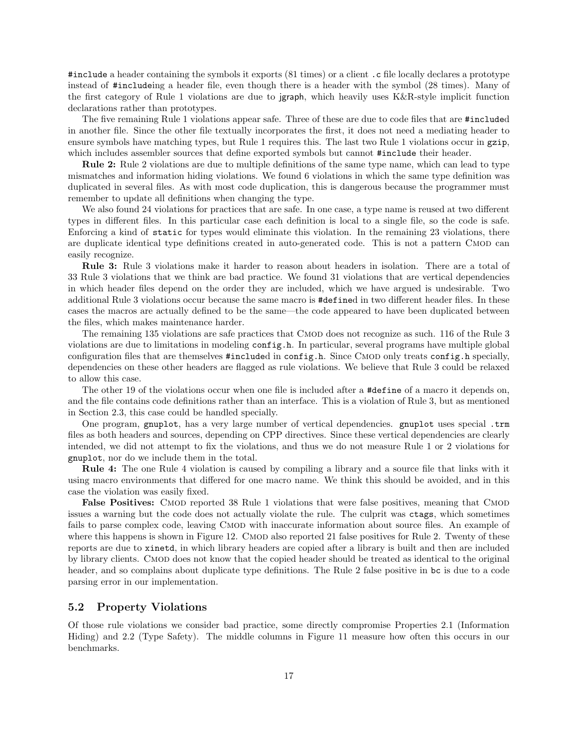`#include` a header containing the symbols it exports (81 times) or a client `.c` file locally declares a prototype instead of `#include`ing a header file, even though there is a header with the symbol (28 times). Many of the first category of Rule 1 violations are due to jgraph, which heavily uses K&R-style implicit function declarations rather than prototypes.

The five remaining Rule 1 violations appear safe. Three of these are due to code files that are `#include`d in another file. Since the other file textually incorporates the first, it does not need a mediating header to ensure symbols have matching types, but Rule 1 requires this. The last two Rule 1 violations occur in gzip, which includes assembler sources that define exported symbols but cannot `#include` their header.

**Rule 2:** Rule 2 violations are due to multiple definitions of the same type name, which can lead to type mismatches and information hiding violations. We found 6 violations in which the same type definition was duplicated in several files. As with most code duplication, this is dangerous because the programmer must remember to update all definitions when changing the type.

We also found 24 violations for practices that are safe. In one case, a type name is reused at two different types in different files. In this particular case each definition is local to a single file, so the code is safe. Enforcing a kind of `static` for types would eliminate this violation. In the remaining 23 violations, there are duplicate identical type definitions created in auto-generated code. This is not a pattern CMOD can easily recognize.

**Rule 3:** Rule 3 violations make it harder to reason about headers in isolation. There are a total of 33 Rule 3 violations that we think are bad practice. We found 31 violations that are vertical dependencies in which header files depend on the order they are included, which we have argued is undesirable. Two additional Rule 3 violations occur because the same macro is `#define`d in two different header files. In these cases the macros are actually defined to be the same—the code appeared to have been duplicated between the files, which makes maintenance harder.

The remaining 135 violations are safe practices that CMOD does not recognize as such. 116 of the Rule 3 violations are due to limitations in modeling `config.h`. In particular, several programs have multiple global configuration files that are themselves `#include`d in `config.h`. Since CMOD only treats `config.h` specially, dependencies on these other headers are flagged as rule violations. We believe that Rule 3 could be relaxed to allow this case.

The other 19 of the violations occur when one file is included after a `#define` of a macro it depends on, and the file contains code definitions rather than an interface. This is a violation of Rule 3, but as mentioned in Section 2.3, this case could be handled specially.

One program, `gnuplot`, has a very large number of vertical dependencies. `gnuplot` uses special `.trm` files as both headers and sources, depending on CPP directives. Since these vertical dependencies are clearly intended, we did not attempt to fix the violations, and thus we do not measure Rule 1 or 2 violations for `gnuplot`, nor do we include them in the total.

**Rule 4:** The one Rule 4 violation is caused by compiling a library and a source file that links with it using macro environments that differed for one macro name. We think this should be avoided, and in this case the violation was easily fixed.

**False Positives:** CMOD reported 38 Rule 1 violations that were false positives, meaning that CMOD issues a warning but the code does not actually violate the rule. The culprit was `ctags`, which sometimes fails to parse complex code, leaving CMOD with inaccurate information about source files. An example of where this happens is shown in Figure 12. CMOD also reported 21 false positives for Rule 2. Twenty of these reports are due to `xinetd`, in which library headers are copied after a library is built and then are included by library clients. CMOD does not know that the copied header should be treated as identical to the original header, and so complains about duplicate type definitions. The Rule 2 false positive in `bc` is due to a code parsing error in our implementation.

## 5.2 Property Violations

Of those rule violations we consider bad practice, some directly compromise Properties 2.1 (Information Hiding) and 2.2 (Type Safety). The middle columns in Figure 11 measure how often this occurs in our benchmarks.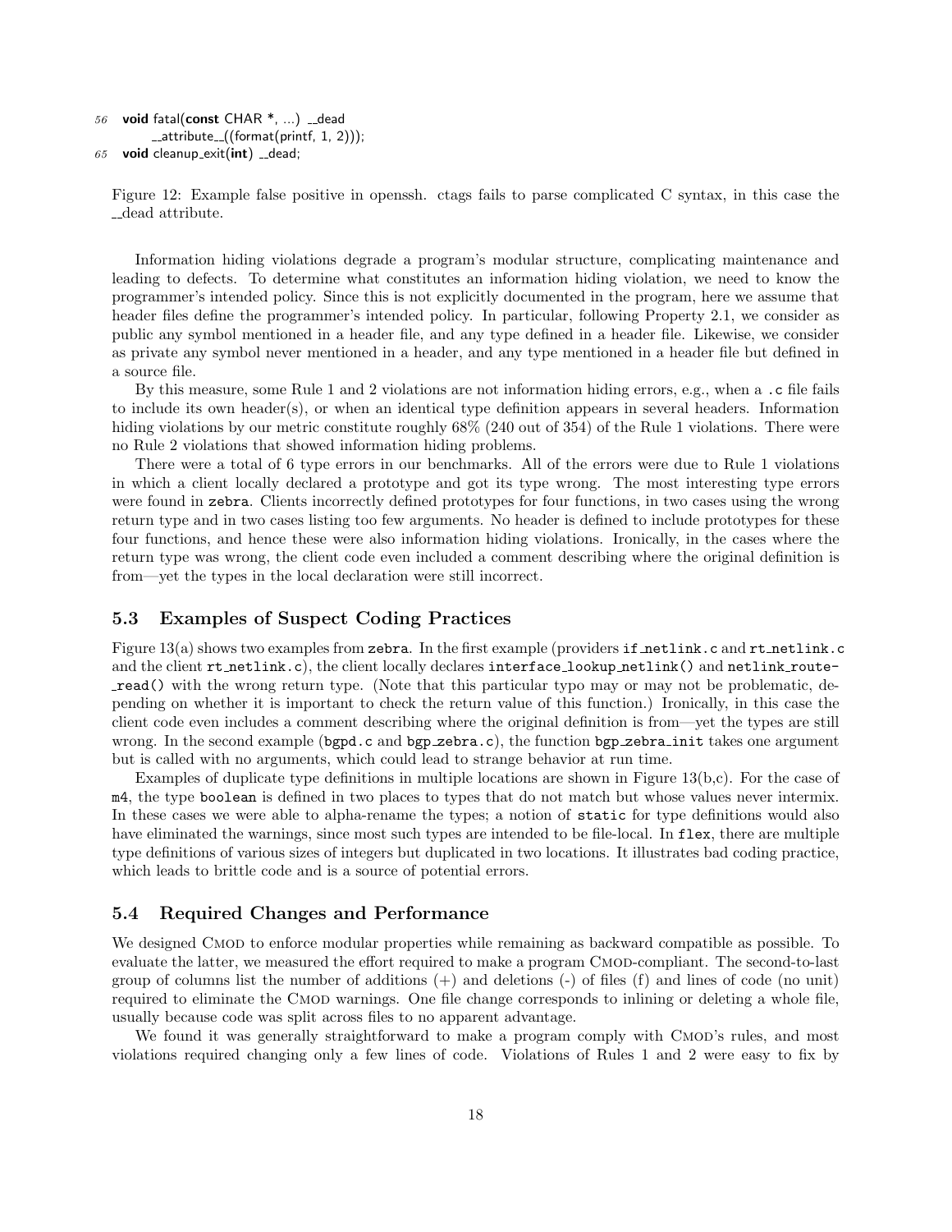```
56  void fatal(const CHAR *, ...) __dead
        __attribute__((format(printf, 1, 2)));
65  void cleanup_exit(int) __dead;
```

Figure 12: Example false positive in openssh. ctags fails to parse complicated C syntax, in this case the __dead attribute.

Information hiding violations degrade a program's modular structure, complicating maintenance and leading to defects. To determine what constitutes an information hiding violation, we need to know the programmer's intended policy. Since this is not explicitly documented in the program, here we assume that header files define the programmer's intended policy. In particular, following Property 2.1, we consider as public any symbol mentioned in a header file, and any type defined in a header file. Likewise, we consider as private any symbol never mentioned in a header, and any type mentioned in a header file but defined in a source file.

By this measure, some Rule 1 and 2 violations are not information hiding errors, e.g., when a `.c` file fails to include its own header(s), or when an identical type definition appears in several headers. Information hiding violations by our metric constitute roughly 68% (240 out of 354) of the Rule 1 violations. There were no Rule 2 violations that showed information hiding problems.

There were a total of 6 type errors in our benchmarks. All of the errors were due to Rule 1 violations in which a client locally declared a prototype and got its type wrong. The most interesting type errors were found in `zebra`. Clients incorrectly defined prototypes for four functions, in two cases using the wrong return type and in two cases listing too few arguments. No header is defined to include prototypes for these four functions, and hence these were also information hiding violations. Ironically, in the cases where the return type was wrong, the client code even included a comment describing where the original definition is from—yet the types in the local declaration were still incorrect.

## 5.3 Examples of Suspect Coding Practices

Figure 13(a) shows two examples from `zebra`. In the first example (providers `if_netlink.c` and `rt_netlink.c` and the client `rt_netlink.c`), the client locally declares `interface_lookup_netlink()` and `netlink_route_read()` with the wrong return type. (Note that this particular typo may or may not be problematic, depending on whether it is important to check the return value of this function.) Ironically, in this case the client code even includes a comment describing where the original definition is from—yet the types are still wrong. In the second example (`bgpd.c` and `bgp_zebra.c`), the function `bgp_zebra_init` takes one argument but is called with no arguments, which could lead to strange behavior at run time.

Examples of duplicate type definitions in multiple locations are shown in Figure 13(b,c). For the case of `m4`, the type `boolean` is defined in two places to types that do not match but whose values never intermix. In these cases we were able to alpha-rename the types; a notion of `static` for type definitions would also have eliminated the warnings, since most such types are intended to be file-local. In `flex`, there are multiple type definitions of various sizes of integers but duplicated in two locations. It illustrates bad coding practice, which leads to brittle code and is a source of potential errors.

## 5.4 Required Changes and Performance

We designed CMOD to enforce modular properties while remaining as backward compatible as possible. To evaluate the latter, we measured the effort required to make a program CMOD-compliant. The second-to-last group of columns list the number of additions (+) and deletions (-) of files (f) and lines of code (no unit) required to eliminate the CMOD warnings. One file change corresponds to inlining or deleting a whole file, usually because code was split across files to no apparent advantage.

We found it was generally straightforward to make a program comply with CMOD's rules, and most violations required changing only a few lines of code. Violations of Rules 1 and 2 were easy to fix by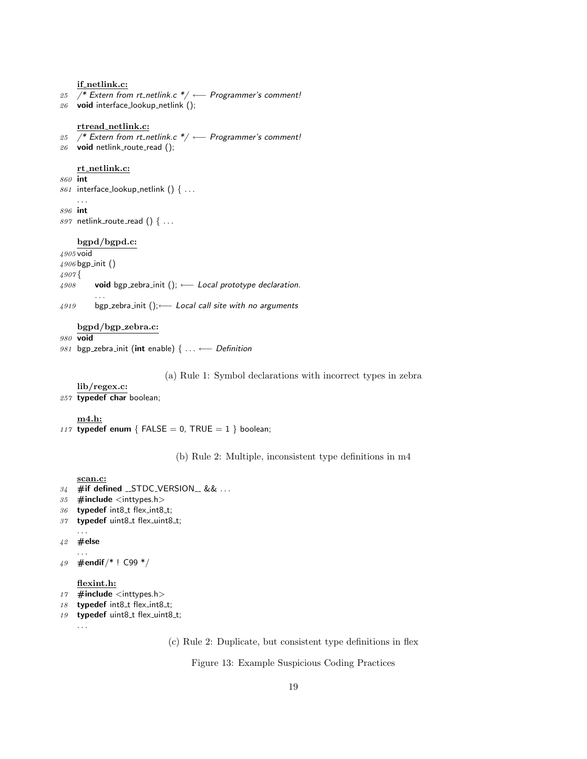**if_netlink.c:**

```
25  /* Extern from rt_netlink.c */ ⟵ Programmer's comment!
26  void interface_lookup_netlink ();
```

**rtread_netlink.c:**

```
25  /* Extern from rt_netlink.c */ ⟵ Programmer's comment!
26  void netlink_route_read ();
```

**rt_netlink.c:**

```
860  int
861  interface_lookup_netlink () { ...
     ...
896  int
897  netlink_route_read () { ...
```

**bgpd/bgpd.c:**

```
4905 void
4906 bgp_init ()
4907 {
4908      void bgp_zebra_init (); ⟵ Local prototype declaration.
          ...
4919      bgp_zebra_init ();⟵ Local call site with no arguments
```

**bgpd/bgp_zebra.c:**

```
980  void
981  bgp_zebra_init (int enable) { ... ⟵ Definition
```

(a) Rule 1: Symbol declarations with incorrect types in zebra

**lib/regex.c:**

```
257  typedef char boolean;
```

**m4.h:**

```
117  typedef enum { FALSE = 0, TRUE = 1 } boolean;
```

(b) Rule 2: Multiple, inconsistent type definitions in m4

**scan.c:**

```
34  #if defined __STDC_VERSION__ && ...
35  #include <inttypes.h>
36  typedef int8_t flex_int8_t;
37  typedef uint8_t flex_uint8_t;
    ...
42  #else
    ...
49  #endif/* ! C99 */
```

**flexint.h:**

```
17  #include <inttypes.h>
18  typedef int8_t flex_int8_t;
19  typedef uint8_t flex_uint8_t;
    ...
```

(c) Rule 2: Duplicate, but consistent type definitions in flex

Figure 13: Example Suspicious Coding Practices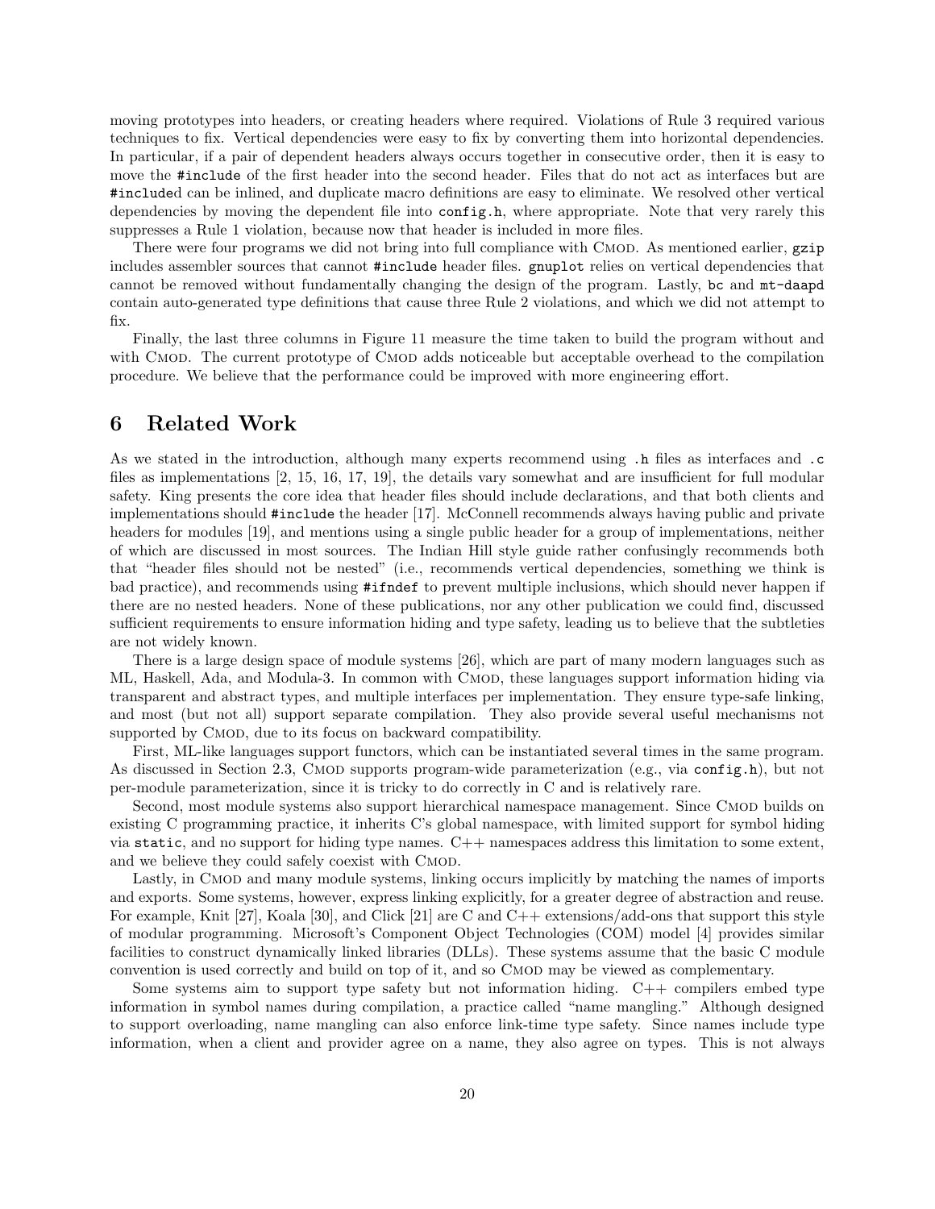moving prototypes into headers, or creating headers where required. Violations of Rule 3 required various techniques to fix. Vertical dependencies were easy to fix by converting them into horizontal dependencies. In particular, if a pair of dependent headers always occurs together in consecutive order, then it is easy to move the `#include` of the first header into the second header. Files that do not act as interfaces but are `#include`d can be inlined, and duplicate macro definitions are easy to eliminate. We resolved other vertical dependencies by moving the dependent file into `config.h`, where appropriate. Note that very rarely this suppresses a Rule 1 violation, because now that header is included in more files.

There were four programs we did not bring into full compliance with CMOD. As mentioned earlier, `gzip` includes assembler sources that cannot `#include` header files. `gnuplot` relies on vertical dependencies that cannot be removed without fundamentally changing the design of the program. Lastly, `bc` and `mt-daapd` contain auto-generated type definitions that cause three Rule 2 violations, and which we did not attempt to fix.

Finally, the last three columns in Figure 11 measure the time taken to build the program without and with CMOD. The current prototype of CMOD adds noticeable but acceptable overhead to the compilation procedure. We believe that the performance could be improved with more engineering effort.

# 6 Related Work

As we stated in the introduction, although many experts recommend using `.h` files as interfaces and `.c` files as implementations [2, 15, 16, 17, 19], the details vary somewhat and are insufficient for full modular safety. King presents the core idea that header files should include declarations, and that both clients and implementations should `#include` the header [17]. McConnell recommends always having public and private headers for modules [19], and mentions using a single public header for a group of implementations, neither of which are discussed in most sources. The Indian Hill style guide rather confusingly recommends both that "header files should not be nested" (i.e., recommends vertical dependencies, something we think is bad practice), and recommends using `#ifndef` to prevent multiple inclusions, which should never happen if there are no nested headers. None of these publications, nor any other publication we could find, discussed sufficient requirements to ensure information hiding and type safety, leading us to believe that the subtleties are not widely known.

There is a large design space of module systems [26], which are part of many modern languages such as ML, Haskell, Ada, and Modula-3. In common with CMOD, these languages support information hiding via transparent and abstract types, and multiple interfaces per implementation. They ensure type-safe linking, and most (but not all) support separate compilation. They also provide several useful mechanisms not supported by CMOD, due to its focus on backward compatibility.

First, ML-like languages support functors, which can be instantiated several times in the same program. As discussed in Section 2.3, CMOD supports program-wide parameterization (e.g., via `config.h`), but not per-module parameterization, since it is tricky to do correctly in C and is relatively rare.

Second, most module systems also support hierarchical namespace management. Since CMOD builds on existing C programming practice, it inherits C's global namespace, with limited support for symbol hiding via `static`, and no support for hiding type names. C++ namespaces address this limitation to some extent, and we believe they could safely coexist with CMOD.

Lastly, in CMOD and many module systems, linking occurs implicitly by matching the names of imports and exports. Some systems, however, express linking explicitly, for a greater degree of abstraction and reuse. For example, Knit [27], Koala [30], and Click [21] are C and C++ extensions/add-ons that support this style of modular programming. Microsoft's Component Object Technologies (COM) model [4] provides similar facilities to construct dynamically linked libraries (DLLs). These systems assume that the basic C module convention is used correctly and build on top of it, and so CMOD may be viewed as complementary.

Some systems aim to support type safety but not information hiding. C++ compilers embed type information in symbol names during compilation, a practice called "name mangling." Although designed to support overloading, name mangling can also enforce link-time type safety. Since names include type information, when a client and provider agree on a name, they also agree on types. This is not always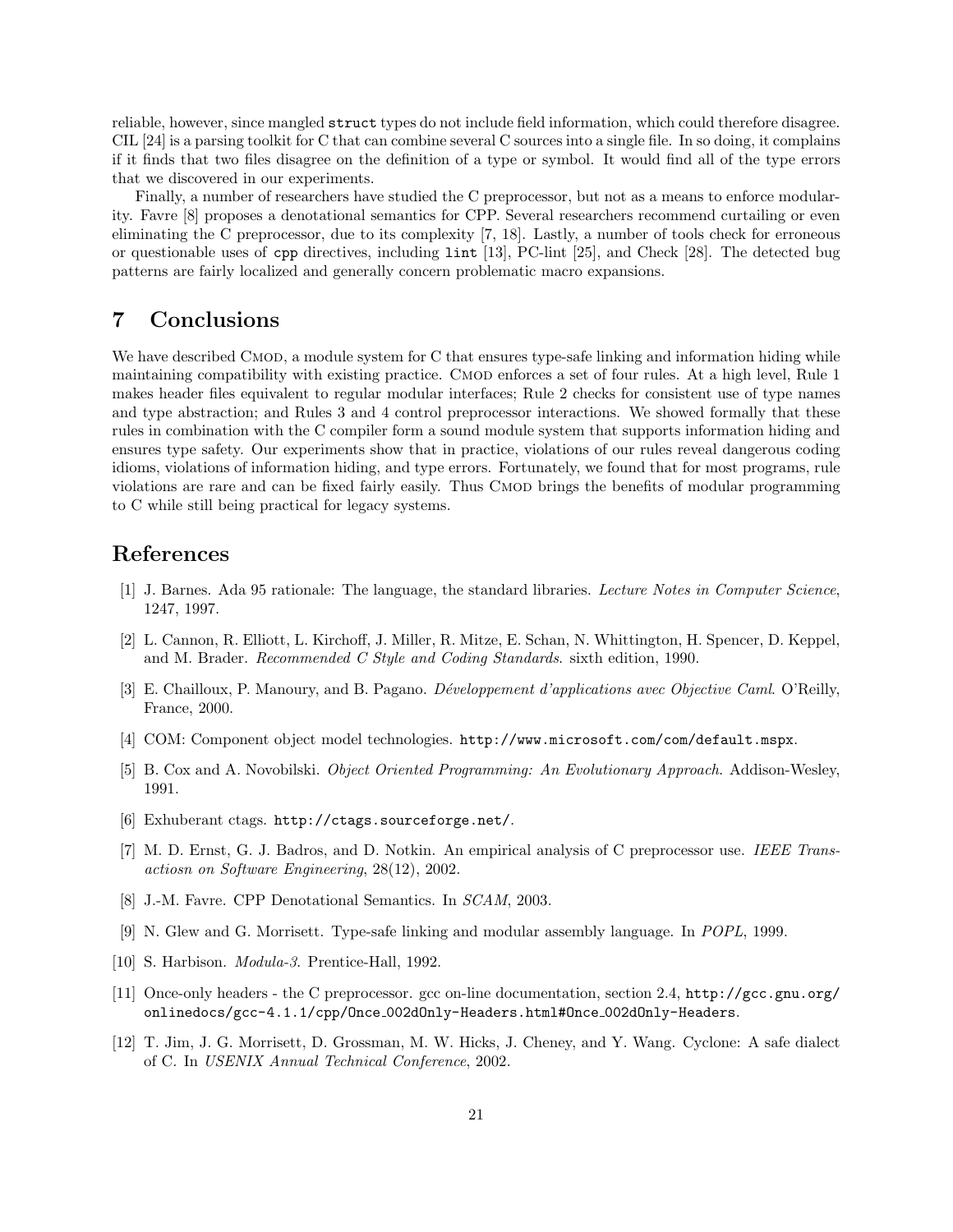reliable, however, since mangled `struct` types do not include field information, which could therefore disagree. CIL [24] is a parsing toolkit for C that can combine several C sources into a single file. In so doing, it complains if it finds that two files disagree on the definition of a type or symbol. It would find all of the type errors that we discovered in our experiments.

Finally, a number of researchers have studied the C preprocessor, but not as a means to enforce modularity. Favre [8] proposes a denotational semantics for CPP. Several researchers recommend curtailing or even eliminating the C preprocessor, due to its complexity [7, 18]. Lastly, a number of tools check for erroneous or questionable uses of `cpp` directives, including `lint` [13], PC-lint [25], and Check [28]. The detected bug patterns are fairly localized and generally concern problematic macro expansions.

# 7 Conclusions

We have described CMOD, a module system for C that ensures type-safe linking and information hiding while maintaining compatibility with existing practice. CMOD enforces a set of four rules. At a high level, Rule 1 makes header files equivalent to regular modular interfaces; Rule 2 checks for consistent use of type names and type abstraction; and Rules 3 and 4 control preprocessor interactions. We showed formally that these rules in combination with the C compiler form a sound module system that supports information hiding and ensures type safety. Our experiments show that in practice, violations of our rules reveal dangerous coding idioms, violations of information hiding, and type errors. Fortunately, we found that for most programs, rule violations are rare and can be fixed fairly easily. Thus CMOD brings the benefits of modular programming to C while still being practical for legacy systems.

# References

[1] J. Barnes. Ada 95 rationale: The language, the standard libraries. *Lecture Notes in Computer Science*, 1247, 1997.

[2] L. Cannon, R. Elliott, L. Kirchoff, J. Miller, R. Mitze, E. Schan, N. Whittington, H. Spencer, D. Keppel, and M. Brader. *Recommended C Style and Coding Standards.* sixth edition, 1990.

[3] E. Chailloux, P. Manoury, and B. Pagano. *Développement d'applications avec Objective Caml*. O'Reilly, France, 2000.

[4] COM: Component object model technologies. `http://www.microsoft.com/com/default.mspx`.

[5] B. Cox and A. Novobilski. *Object Oriented Programming: An Evolutionary Approach*. Addison-Wesley, 1991.

[6] Exhuberant ctags. `http://ctags.sourceforge.net/`.

[7] M. D. Ernst, G. J. Badros, and D. Notkin. An empirical analysis of C preprocessor use. *IEEE Transactiosn on Software Engineering*, 28(12), 2002.

[8] J.-M. Favre. CPP Denotational Semantics. In *SCAM*, 2003.

[9] N. Glew and G. Morrisett. Type-safe linking and modular assembly language. In *POPL*, 1999.

[10] S. Harbison. *Modula-3*. Prentice-Hall, 1992.

[11] Once-only headers - the C preprocessor. gcc on-line documentation, section 2.4, `http://gcc.gnu.org/onlinedocs/gcc-4.1.1/cpp/Once_002dOnly-Headers.html#Once_002dOnly-Headers`.

[12] T. Jim, J. G. Morrisett, D. Grossman, M. W. Hicks, J. Cheney, and Y. Wang. Cyclone: A safe dialect of C. In *USENIX Annual Technical Conference*, 2002.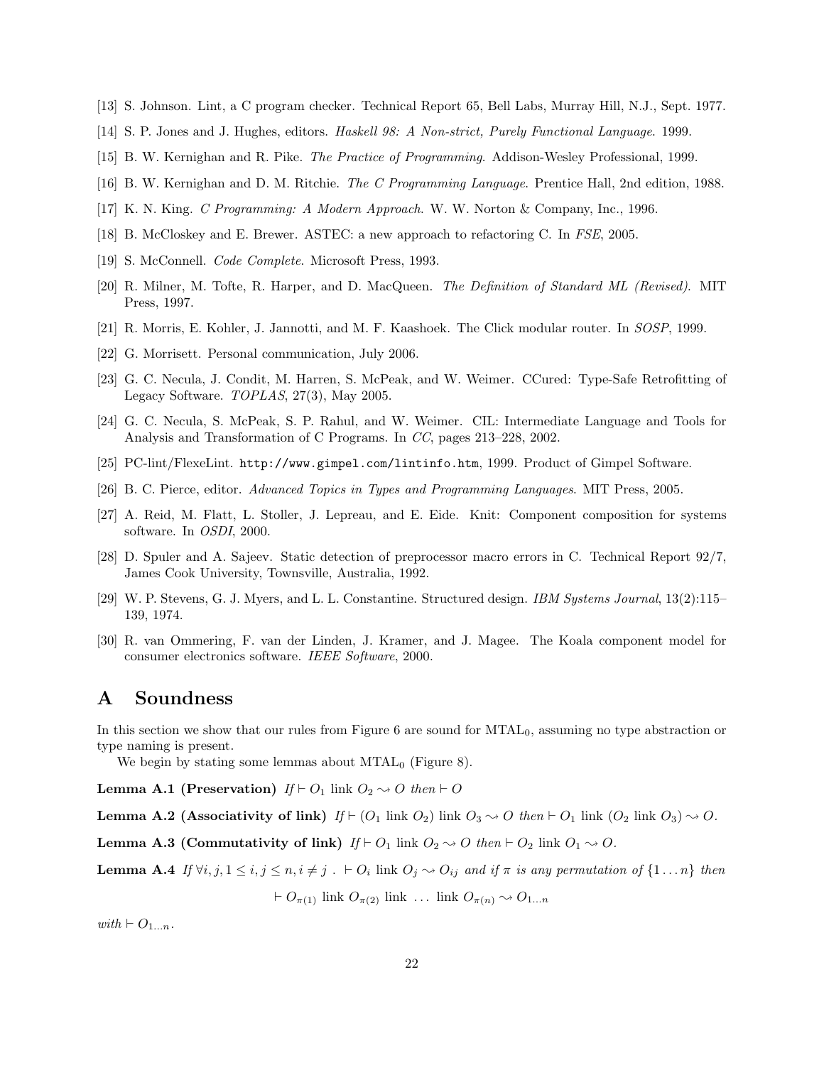[13] S. Johnson. Lint, a C program checker. Technical Report 65, Bell Labs, Murray Hill, N.J., Sept. 1977.

[14] S. P. Jones and J. Hughes, editors. *Haskell 98: A Non-strict, Purely Functional Language*. 1999.

[15] B. W. Kernighan and R. Pike. *The Practice of Programming*. Addison-Wesley Professional, 1999.

[16] B. W. Kernighan and D. M. Ritchie. *The C Programming Language*. Prentice Hall, 2nd edition, 1988.

[17] K. N. King. *C Programming: A Modern Approach*. W. W. Norton & Company, Inc., 1996.

[18] B. McCloskey and E. Brewer. ASTEC: a new approach to refactoring C. In *FSE*, 2005.

[19] S. McConnell. *Code Complete*. Microsoft Press, 1993.

[20] R. Milner, M. Tofte, R. Harper, and D. MacQueen. *The Definition of Standard ML (Revised)*. MIT Press, 1997.

[21] R. Morris, E. Kohler, J. Jannotti, and M. F. Kaashoek. The Click modular router. In *SOSP*, 1999.

[22] G. Morrisett. Personal communication, July 2006.

[23] G. C. Necula, J. Condit, M. Harren, S. McPeak, and W. Weimer. CCured: Type-Safe Retrofitting of Legacy Software. *TOPLAS*, 27(3), May 2005.

[24] G. C. Necula, S. McPeak, S. P. Rahul, and W. Weimer. CIL: Intermediate Language and Tools for Analysis and Transformation of C Programs. In *CC*, pages 213–228, 2002.

[25] PC-lint/FlexeLint. http://www.gimpel.com/lintinfo.htm, 1999. Product of Gimpel Software.

[26] B. C. Pierce, editor. *Advanced Topics in Types and Programming Languages*. MIT Press, 2005.

[27] A. Reid, M. Flatt, L. Stoller, J. Lepreau, and E. Eide. Knit: Component composition for systems software. In *OSDI*, 2000.

[28] D. Spuler and A. Sajeev. Static detection of preprocessor macro errors in C. Technical Report 92/7, James Cook University, Townsville, Australia, 1992.

[29] W. P. Stevens, G. J. Myers, and L. L. Constantine. Structured design. *IBM Systems Journal*, 13(2):115–139, 1974.

[30] R. van Ommering, F. van der Linden, J. Kramer, and J. Magee. The Koala component model for consumer electronics software. *IEEE Software*, 2000.

# A Soundness

In this section we show that our rules from Figure 6 are sound for $\text{MTAL}_0$, assuming no type abstraction or type naming is present.

We begin by stating some lemmas about $\text{MTAL}_0$ (Figure 8).

**Lemma A.1 (Preservation)** *If* $\vdash O_1 \text{ link } O_2 \leadsto O$ *then* $\vdash O$

**Lemma A.2 (Associativity of link)** *If* $\vdash (O_1 \text{ link } O_2) \text{ link } O_3 \leadsto O$ *then* $\vdash O_1 \text{ link } (O_2 \text{ link } O_3) \leadsto O$.

**Lemma A.3 (Commutativity of link)** *If* $\vdash O_1 \text{ link } O_2 \leadsto O$ *then* $\vdash O_2 \text{ link } O_1 \leadsto O$.

**Lemma A.4** *If* $\forall i, j, 1 \leq i, j \leq n, i \neq j$ . $\vdash O_i \text{ link } O_j \leadsto O_{ij}$ *and if* $\pi$ *is any permutation of* $\{1 \dots n\}$ *then*

$$\vdash O_{\pi(1)} \text{ link } O_{\pi(2)} \text{ link } \dots \text{ link } O_{\pi(n)} \leadsto O_{1\dots n}$$

*with* $\vdash O_{1\dots n}$.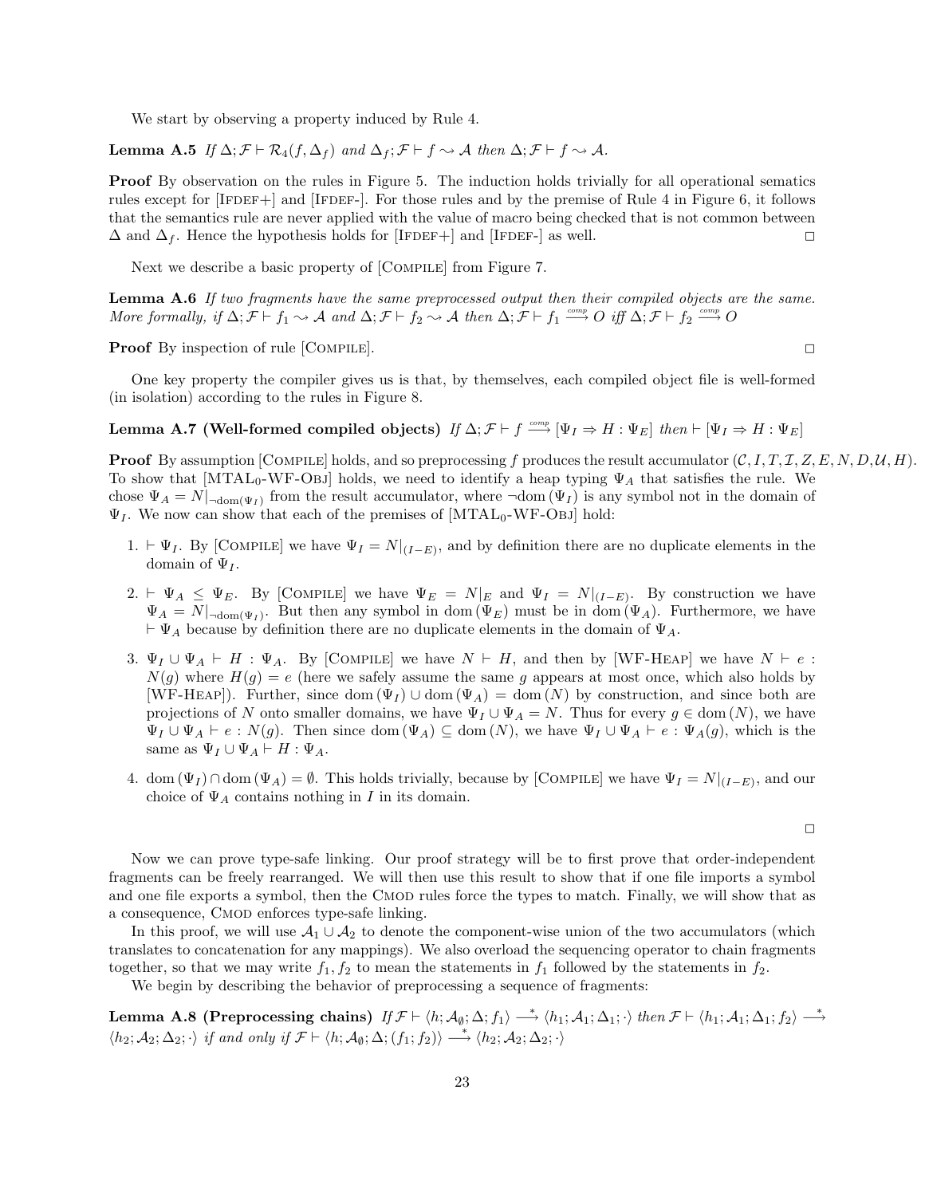We start by observing a property induced by Rule 4.

**Lemma A.5** *If $\Delta; \mathcal{F} \vdash \mathcal{R}_4(f, \Delta_f)$ and $\Delta_f; \mathcal{F} \vdash f \rightsquigarrow \mathcal{A}$ then $\Delta; \mathcal{F} \vdash f \rightsquigarrow \mathcal{A}$.*

**Proof** By observation on the rules in Figure 5. The induction holds trivially for all operational sematics rules except for [IFDEF+] and [IFDEF-]. For those rules and by the premise of Rule 4 in Figure 6, it follows that the semantics rule are never applied with the value of macro being checked that is not common between $\Delta$ and $\Delta_f$. Hence the hypothesis holds for [IFDEF+] and [IFDEF-] as well. □

Next we describe a basic property of [COMPILE] from Figure 7.

**Lemma A.6** *If two fragments have the same preprocessed output then their compiled objects are the same. More formally, if $\Delta; \mathcal{F} \vdash f_1 \rightsquigarrow \mathcal{A}$ and $\Delta; \mathcal{F} \vdash f_2 \rightsquigarrow \mathcal{A}$ then $\Delta; \mathcal{F} \vdash f_1 \xrightarrow{comp} O$ iff $\Delta; \mathcal{F} \vdash f_2 \xrightarrow{comp} O$*

**Proof** By inspection of rule [COMPILE]. □

One key property the compiler gives us is that, by themselves, each compiled object file is well-formed (in isolation) according to the rules in Figure 8.

**Lemma A.7 (Well-formed compiled objects)** *If $\Delta; \mathcal{F} \vdash f \xrightarrow{comp} [\Psi_I \Rightarrow H : \Psi_E]$ then $\vdash [\Psi_I \Rightarrow H : \Psi_E]$*

**Proof** By assumption [COMPILE] holds, and so preprocessing $f$ produces the result accumulator $(\mathcal{C}, I, T, \mathcal{I}, Z, E, N, D, \mathcal{U}, H)$. To show that [MTAL$_0$-WF-OBJ] holds, we need to identify a heap typing $\Psi_A$ that satisfies the rule. We chose $\Psi_A = N|_{\neg\mathrm{dom}(\Psi_I)}$ from the result accumulator, where $\neg\mathrm{dom}(\Psi_I)$ is any symbol not in the domain of $\Psi_I$. We now can show that each of the premises of [MTAL$_0$-WF-OBJ] hold:

1. $\vdash \Psi_I$. By [COMPILE] we have $\Psi_I = N|_{(I-E)}$, and by definition there are no duplicate elements in the domain of $\Psi_I$.
2. $\vdash \Psi_A \leq \Psi_E$. By [COMPILE] we have $\Psi_E = N|_E$ and $\Psi_I = N|_{(I-E)}$. By construction we have $\Psi_A = N|_{\neg\mathrm{dom}(\Psi_I)}$. But then any symbol in $\mathrm{dom}(\Psi_E)$ must be in $\mathrm{dom}(\Psi_A)$. Furthermore, we have $\vdash \Psi_A$ because by definition there are no duplicate elements in the domain of $\Psi_A$.
3. $\Psi_I \cup \Psi_A \vdash H : \Psi_A$. By [COMPILE] we have $N \vdash H$, and then by [WF-HEAP] we have $N \vdash e : N(g)$ where $H(g) = e$ (here we safely assume the same $g$ appears at most once, which also holds by [WF-HEAP]). Further, since $\mathrm{dom}(\Psi_I) \cup \mathrm{dom}(\Psi_A) = \mathrm{dom}(N)$ by construction, and since both are projections of $N$ onto smaller domains, we have $\Psi_I \cup \Psi_A = N$. Thus for every $g \in \mathrm{dom}(N)$, we have $\Psi_I \cup \Psi_A \vdash e : N(g)$. Then since $\mathrm{dom}(\Psi_A) \subseteq \mathrm{dom}(N)$, we have $\Psi_I \cup \Psi_A \vdash e : \Psi_A(g)$, which is the same as $\Psi_I \cup \Psi_A \vdash H : \Psi_A$.
4. $\mathrm{dom}(\Psi_I) \cap \mathrm{dom}(\Psi_A) = \emptyset$. This holds trivially, because by [COMPILE] we have $\Psi_I = N|_{(I-E)}$, and our choice of $\Psi_A$ contains nothing in $I$ in its domain.

□

Now we can prove type-safe linking. Our proof strategy will be to first prove that order-independent fragments can be freely rearranged. We will then use this result to show that if one file imports a symbol and one file exports a symbol, then the CMOD rules force the types to match. Finally, we will show that as a consequence, CMOD enforces type-safe linking.

In this proof, we will use $\mathcal{A}_1 \cup \mathcal{A}_2$ to denote the component-wise union of the two accumulators (which translates to concatenation for any mappings). We also overload the sequencing operator to chain fragments together, so that we may write $f_1, f_2$ to mean the statements in $f_1$ followed by the statements in $f_2$.

We begin by describing the behavior of preprocessing a sequence of fragments:

**Lemma A.8 (Preprocessing chains)** *If $\mathcal{F} \vdash \langle h; \mathcal{A}_\emptyset; \Delta; f_1 \rangle \xrightarrow{*} \langle h_1; \mathcal{A}_1; \Delta_1; \cdot \rangle$ then $\mathcal{F} \vdash \langle h_1; \mathcal{A}_1; \Delta_1; f_2 \rangle \xrightarrow{*} \langle h_2; \mathcal{A}_2; \Delta_2; \cdot \rangle$ if and only if $\mathcal{F} \vdash \langle h; \mathcal{A}_\emptyset; \Delta; (f_1, f_2) \rangle \xrightarrow{*} \langle h_2; \mathcal{A}_2; \Delta_2; \cdot \rangle$*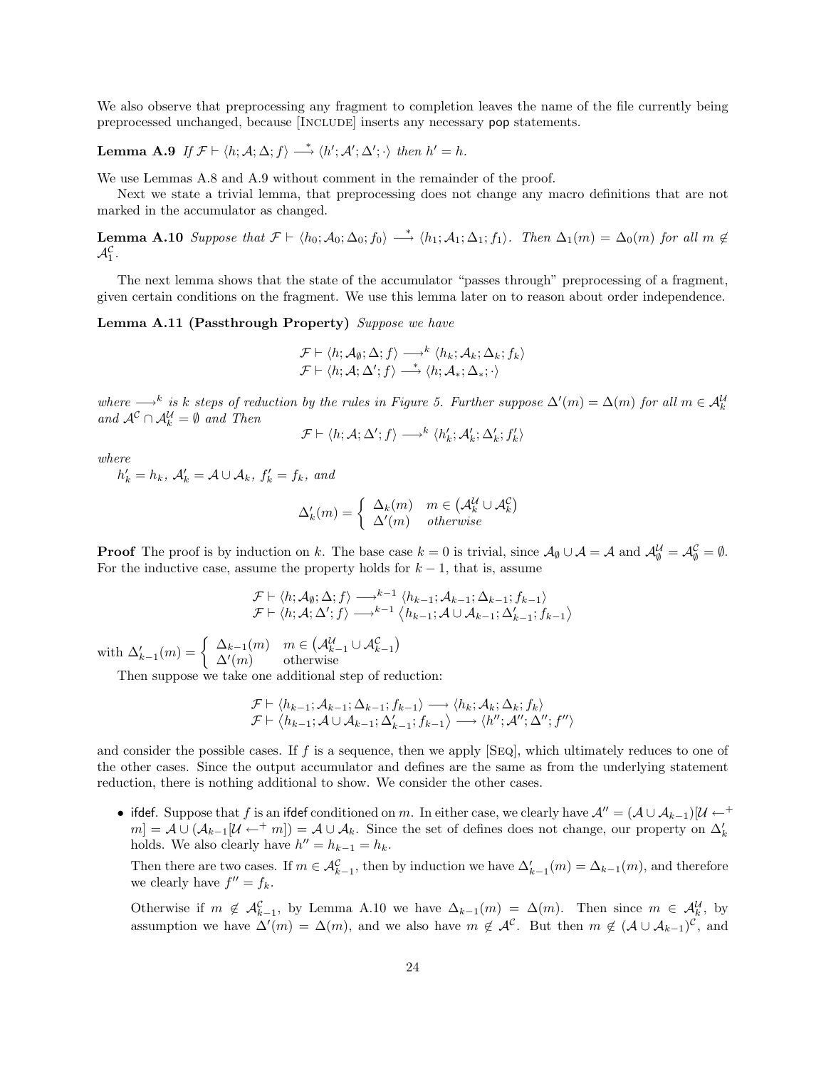We also observe that preprocessing any fragment to completion leaves the name of the file currently being preprocessed unchanged, because [Include] inserts any necessary pop statements.

**Lemma A.9** *If $\mathcal{F} \vdash \langle h; \mathcal{A}; \Delta; f \rangle \overset{*}{\longrightarrow} \langle h'; \mathcal{A}'; \Delta'; \cdot \rangle$ then $h' = h$.*

We use Lemmas A.8 and A.9 without comment in the remainder of the proof.

Next we state a trivial lemma, that preprocessing does not change any macro definitions that are not marked in the accumulator as changed.

**Lemma A.10** *Suppose that $\mathcal{F} \vdash \langle h_0; \mathcal{A}_0; \Delta_0; f_0 \rangle \overset{*}{\longrightarrow} \langle h_1; \mathcal{A}_1; \Delta_1; f_1 \rangle$. Then $\Delta_1(m) = \Delta_0(m)$ for all $m \notin \mathcal{A}_1^{\mathcal{C}}$.*

The next lemma shows that the state of the accumulator "passes through" preprocessing of a fragment, given certain conditions on the fragment. We use this lemma later on to reason about order independence.

**Lemma A.11 (Passthrough Property)** *Suppose we have*

$$\begin{array}{l} \mathcal{F} \vdash \langle h; \mathcal{A}_\emptyset; \Delta; f \rangle \longrightarrow^k \langle h_k; \mathcal{A}_k; \Delta_k; f_k \rangle \\ \mathcal{F} \vdash \langle h; \mathcal{A}; \Delta'; f \rangle \overset{*}{\longrightarrow} \langle h; \mathcal{A}_*; \Delta_*; \cdot \rangle \end{array}$$

*where $\longrightarrow^k$ is $k$ steps of reduction by the rules in Figure 5. Further suppose $\Delta'(m) = \Delta(m)$ for all $m \in \mathcal{A}_k^{\mathcal{U}}$ and $\mathcal{A}^{\mathcal{C}} \cap \mathcal{A}_k^{\mathcal{U}} = \emptyset$ and Then*

$$\mathcal{F} \vdash \langle h; \mathcal{A}; \Delta'; f \rangle \longrightarrow^k \langle h'_k; \mathcal{A}'_k; \Delta'_k; f'_k \rangle$$

*where*

$h'_k = h_k$, $\mathcal{A}'_k = \mathcal{A} \cup \mathcal{A}_k$, $f'_k = f_k$, *and*

$$\Delta'_k(m) = \begin{cases} \Delta_k(m) & m \in \left(\mathcal{A}_k^{\mathcal{U}} \cup \mathcal{A}_k^{\mathcal{C}}\right) \\ \Delta'(m) & \textit{otherwise} \end{cases}$$

**Proof** The proof is by induction on $k$. The base case $k = 0$ is trivial, since $\mathcal{A}_\emptyset \cup \mathcal{A} = \mathcal{A}$ and $\mathcal{A}_\emptyset^{\mathcal{U}} = \mathcal{A}_\emptyset^{\mathcal{C}} = \emptyset$. For the inductive case, assume the property holds for $k-1$, that is, assume

$$\begin{array}{l} \mathcal{F} \vdash \langle h; \mathcal{A}_\emptyset; \Delta; f \rangle \longrightarrow^{k-1} \langle h_{k-1}; \mathcal{A}_{k-1}; \Delta_{k-1}; f_{k-1} \rangle \\ \mathcal{F} \vdash \langle h; \mathcal{A}; \Delta'; f \rangle \longrightarrow^{k-1} \left\langle h_{k-1}; \mathcal{A} \cup \mathcal{A}_{k-1}; \Delta'_{k-1}; f_{k-1} \right\rangle \end{array}$$

with $\Delta'_{k-1}(m) = \begin{cases} \Delta_{k-1}(m) & m \in \left(\mathcal{A}_{k-1}^{\mathcal{U}} \cup \mathcal{A}_{k-1}^{\mathcal{C}}\right) \\ \Delta'(m) & \text{otherwise} \end{cases}$

Then suppose we take one additional step of reduction:

$$\begin{array}{l} \mathcal{F} \vdash \langle h_{k-1}; \mathcal{A}_{k-1}; \Delta_{k-1}; f_{k-1} \rangle \longrightarrow \langle h_k; \mathcal{A}_k; \Delta_k; f_k \rangle \\ \mathcal{F} \vdash \left\langle h_{k-1}; \mathcal{A} \cup \mathcal{A}_{k-1}; \Delta'_{k-1}; f_{k-1} \right\rangle \longrightarrow \langle h''; \mathcal{A}''; \Delta''; f'' \rangle \end{array}$$

and consider the possible cases. If $f$ is a sequence, then we apply [Seq], which ultimately reduces to one of the other cases. Since the output accumulator and defines are the same as from the underlying statement reduction, there is nothing additional to show. We consider the other cases.

- ifdef. Suppose that $f$ is an ifdef conditioned on $m$. In either case, we clearly have $\mathcal{A}'' = (\mathcal{A} \cup \mathcal{A}_{k-1})[\mathcal{U} \leftarrow^+ m] = \mathcal{A} \cup (\mathcal{A}_{k-1}[\mathcal{U} \leftarrow^+ m]) = \mathcal{A} \cup \mathcal{A}_k$. Since the set of defines does not change, our property on $\Delta'_k$ holds. We also clearly have $h'' = h_{k-1} = h_k$.

  Then there are two cases. If $m \in \mathcal{A}_{k-1}^{\mathcal{C}}$, then by induction we have $\Delta'_{k-1}(m) = \Delta_{k-1}(m)$, and therefore we clearly have $f'' = f_k$.

  Otherwise if $m \notin \mathcal{A}_{k-1}^{\mathcal{C}}$, by Lemma A.10 we have $\Delta_{k-1}(m) = \Delta(m)$. Then since $m \in \mathcal{A}_k^{\mathcal{U}}$, by assumption we have $\Delta'(m) = \Delta(m)$, and we also have $m \notin \mathcal{A}^{\mathcal{C}}$. But then $m \notin (\mathcal{A} \cup \mathcal{A}_{k-1})^{\mathcal{C}}$, and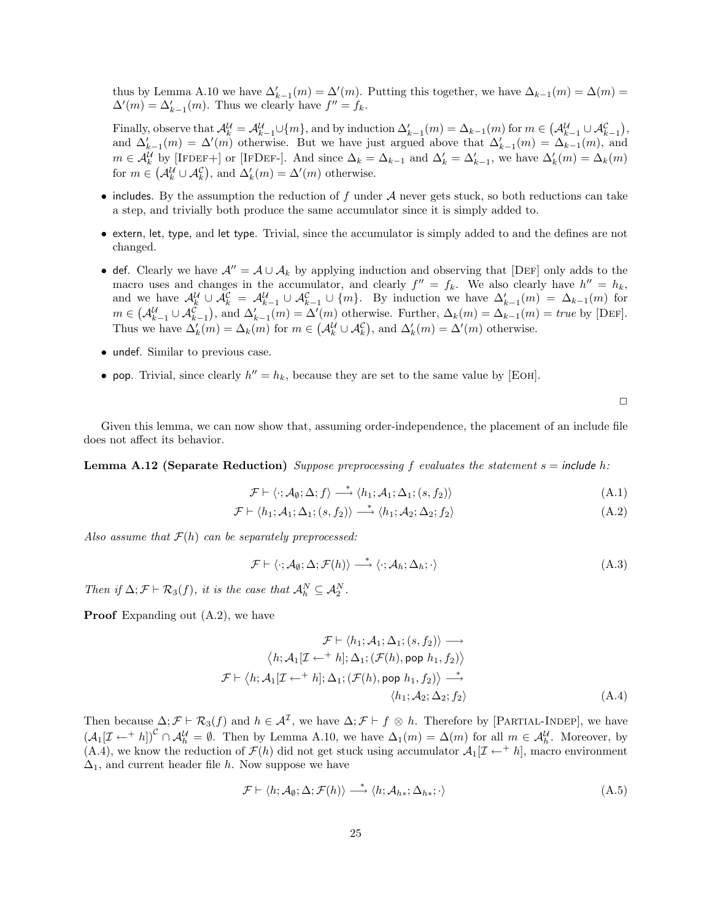thus by Lemma A.10 we have $\Delta'_{k-1}(m) = \Delta'(m)$. Putting this together, we have $\Delta_{k-1}(m) = \Delta(m) = \Delta'(m) = \Delta'_{k-1}(m)$. Thus we clearly have $f'' = f_k$.

Finally, observe that $\mathcal{A}^{\mathcal{U}}_k = \mathcal{A}^{\mathcal{U}}_{k-1} \cup \{m\}$, and by induction $\Delta'_{k-1}(m) = \Delta_{k-1}(m)$ for $m \in (\mathcal{A}^{\mathcal{U}}_{k-1} \cup \mathcal{A}^{\mathcal{C}}_{k-1})$, and $\Delta'_{k-1}(m) = \Delta'(m)$ otherwise. But we have just argued above that $\Delta'_{k-1}(m) = \Delta_{k-1}(m)$, and $m \in \mathcal{A}^{\mathcal{U}}_k$ by [IFDEF+] or [IFDEF-]. And since $\Delta_k = \Delta_{k-1}$ and $\Delta'_k = \Delta'_{k-1}$, we have $\Delta'_k(m) = \Delta_k(m)$ for $m \in (\mathcal{A}^{\mathcal{U}}_k \cup \mathcal{A}^{\mathcal{C}}_k)$, and $\Delta'_k(m) = \Delta'(m)$ otherwise.

- includes. By the assumption the reduction of $f$ under $\mathcal{A}$ never gets stuck, so both reductions can take a step, and trivially both produce the same accumulator since it is simply added to.
- extern, let, type, and let type. Trivial, since the accumulator is simply added to and the defines are not changed.
- def. Clearly we have $\mathcal{A}'' = \mathcal{A} \cup \mathcal{A}_k$ by applying induction and observing that [DEF] only adds to the macro uses and changes in the accumulator, and clearly $f'' = f_k$. We also clearly have $h'' = h_k$, and we have $\mathcal{A}^{\mathcal{U}}_k \cup \mathcal{A}^{\mathcal{C}}_k = \mathcal{A}^{\mathcal{U}}_{k-1} \cup \mathcal{A}^{\mathcal{C}}_{k-1} \cup \{m\}$. By induction we have $\Delta'_{k-1}(m) = \Delta_{k-1}(m)$ for $m \in (\mathcal{A}^{\mathcal{U}}_{k-1} \cup \mathcal{A}^{\mathcal{C}}_{k-1})$, and $\Delta'_{k-1}(m) = \Delta'(m)$ otherwise. Further, $\Delta_k(m) = \Delta_{k-1}(m) = true$ by [DEF]. Thus we have $\Delta'_k(m) = \Delta_k(m)$ for $m \in (\mathcal{A}^{\mathcal{U}}_k \cup \mathcal{A}^{\mathcal{C}}_k)$, and $\Delta'_k(m) = \Delta'(m)$ otherwise.
- undef. Similar to previous case.
- pop. Trivial, since clearly $h'' = h_k$, because they are set to the same value by [EOH].

□

Given this lemma, we can now show that, assuming order-independence, the placement of an include file does not affect its behavior.

**Lemma A.12 (Separate Reduction)** *Suppose preprocessing $f$ evaluates the statement $s =$ include $h$:*

$$\mathcal{F} \vdash \langle \cdot; \mathcal{A}_\emptyset; \Delta; f \rangle \longrightarrow^* \langle h_1; \mathcal{A}_1; \Delta_1; (s, f_2) \rangle \tag{A.1}$$

$$\mathcal{F} \vdash \langle h_1; \mathcal{A}_1; \Delta_1; (s, f_2) \rangle \longrightarrow^* \langle h_1; \mathcal{A}_2; \Delta_2; f_2 \rangle \tag{A.2}$$

*Also assume that $\mathcal{F}(h)$ can be separately preprocessed:*

$$\mathcal{F} \vdash \langle \cdot; \mathcal{A}_\emptyset; \Delta; \mathcal{F}(h) \rangle \longrightarrow^* \langle \cdot; \mathcal{A}_h; \Delta_h; \cdot \rangle \tag{A.3}$$

*Then if $\Delta; \mathcal{F} \vdash \mathcal{R}_3(f)$, it is the case that $\mathcal{A}^N_h \subseteq \mathcal{A}^N_2$.*

**Proof** Expanding out (A.2), we have

$$\begin{aligned} \mathcal{F} \vdash \langle h_1; \mathcal{A}_1; \Delta_1; (s, f_2) \rangle &\longrightarrow \\ \langle h; \mathcal{A}_1[\mathcal{I} \xleftarrow{+} h]; \Delta_1; (\mathcal{F}(h), \text{pop } h_1, f_2) \rangle & \\ \mathcal{F} \vdash \langle h; \mathcal{A}_1[\mathcal{I} \xleftarrow{+} h]; \Delta_1; (\mathcal{F}(h), \text{pop } h_1, f_2) \rangle &\longrightarrow^* \\ \langle h_1; \mathcal{A}_2; \Delta_2; f_2 \rangle & \end{aligned} \tag{A.4}$$

Then because $\Delta; \mathcal{F} \vdash \mathcal{R}_3(f)$ and $h \in \mathcal{A}^{\mathcal{I}}$, we have $\Delta; \mathcal{F} \vdash f \otimes h$. Therefore by [PARTIAL-INDEP], we have $(\mathcal{A}_1[\mathcal{I} \xleftarrow{+} h])^{\mathcal{C}} \cap \mathcal{A}^{\mathcal{U}}_h = \emptyset$. Then by Lemma A.10, we have $\Delta_1(m) = \Delta(m)$ for all $m \in \mathcal{A}^{\mathcal{U}}_h$. Moreover, by (A.4), we know the reduction of $\mathcal{F}(h)$ did not get stuck using accumulator $\mathcal{A}_1[\mathcal{I} \xleftarrow{+} h]$, macro environment $\Delta_1$, and current header file $h$. Now suppose we have

$$\mathcal{F} \vdash \langle h; \mathcal{A}_\emptyset; \Delta; \mathcal{F}(h) \rangle \longrightarrow^* \langle h; \mathcal{A}_{h*}; \Delta_{h*}; \cdot \rangle \tag{A.5}$$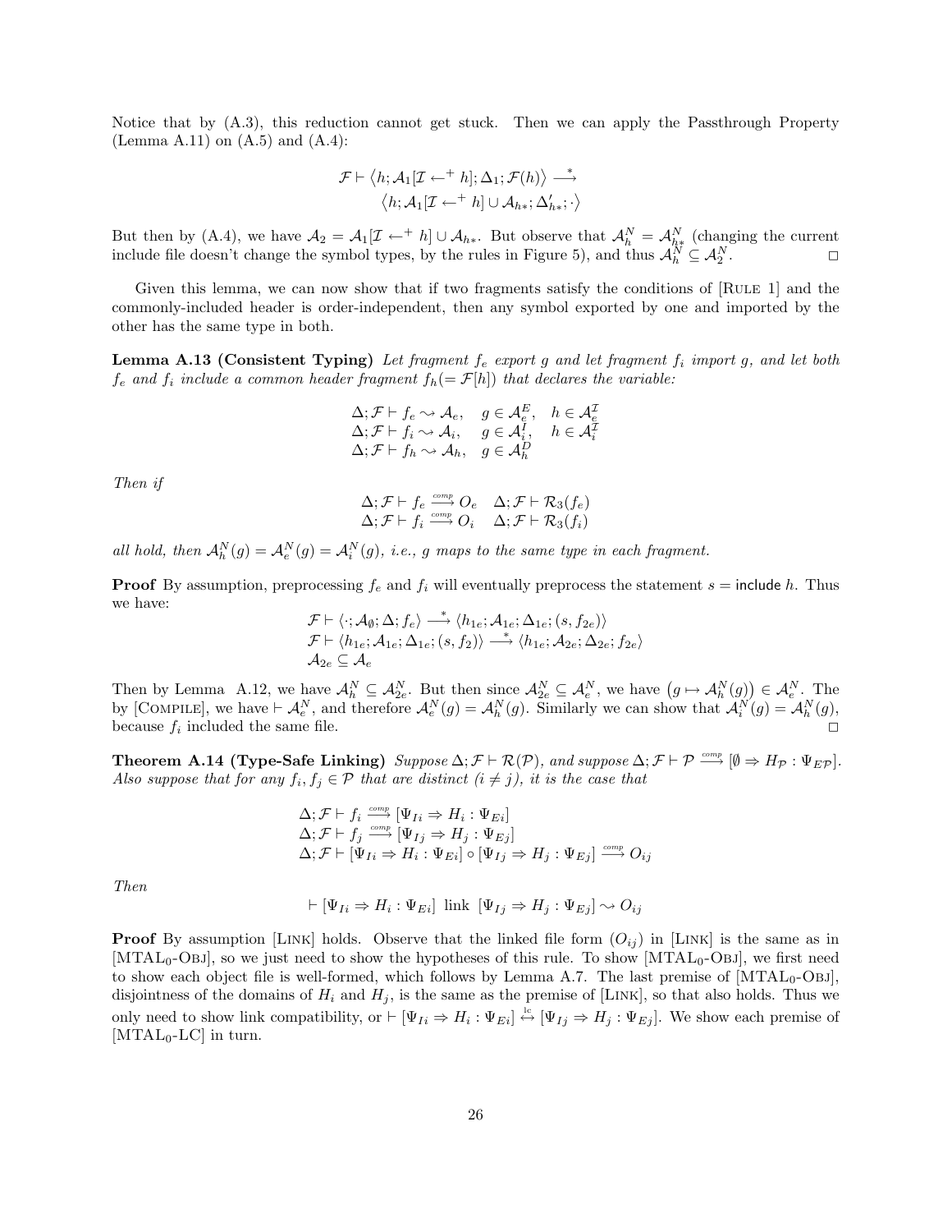Notice that by (A.3), this reduction cannot get stuck. Then we can apply the Passthrough Property (Lemma A.11) on (A.5) and (A.4):

$$\mathcal{F} \vdash \langle h; \mathcal{A}_1[\mathcal{I} \leftarrow^+ h]; \Delta_1; \mathcal{F}(h) \rangle \longrightarrow^* \\ \langle h; \mathcal{A}_1[\mathcal{I} \leftarrow^+ h] \cup \mathcal{A}_{h*}; \Delta'_{h*}; \cdot \rangle$$

But then by (A.4), we have $\mathcal{A}_2 = \mathcal{A}_1[\mathcal{I} \leftarrow^+ h] \cup \mathcal{A}_{h*}$. But observe that $\mathcal{A}_h^N = \mathcal{A}_{h*}^N$ (changing the current include file doesn't change the symbol types, by the rules in Figure 5), and thus $\mathcal{A}_h^N \subseteq \mathcal{A}_2^N$. □

Given this lemma, we can now show that if two fragments satisfy the conditions of [Rule 1] and the commonly-included header is order-independent, then any symbol exported by one and imported by the other has the same type in both.

**Lemma A.13 (Consistent Typing)** *Let fragment $f_e$ export $g$ and let fragment $f_i$ import $g$, and let both $f_e$ and $f_i$ include a common header fragment $f_h (= \mathcal{F}[h])$ that declares the variable:*

$$\begin{array}{lll} \Delta; \mathcal{F} \vdash f_e \rightsquigarrow \mathcal{A}_e, & g \in \mathcal{A}_e^E, & h \in \mathcal{A}_e^{\mathcal{I}} \\ \Delta; \mathcal{F} \vdash f_i \rightsquigarrow \mathcal{A}_i, & g \in \mathcal{A}_i^I, & h \in \mathcal{A}_i^{\mathcal{I}} \\ \Delta; \mathcal{F} \vdash f_h \rightsquigarrow \mathcal{A}_h, & g \in \mathcal{A}_h^D & \end{array}$$

*Then if*

$$\begin{array}{ll} \Delta; \mathcal{F} \vdash f_e \xrightarrow{comp} O_e & \Delta; \mathcal{F} \vdash \mathcal{R}_3(f_e) \\ \Delta; \mathcal{F} \vdash f_i \xrightarrow{comp} O_i & \Delta; \mathcal{F} \vdash \mathcal{R}_3(f_i) \end{array}$$

*all hold, then $\mathcal{A}_h^N(g) = \mathcal{A}_e^N(g) = \mathcal{A}_i^N(g)$, i.e., $g$ maps to the same type in each fragment.*

**Proof** By assumption, preprocessing $f_e$ and $f_i$ will eventually preprocess the statement $s = \mathsf{include}\ h$. Thus we have:

$$\begin{array}{l} \mathcal{F} \vdash \langle \cdot; \mathcal{A}_\emptyset; \Delta; f_e \rangle \longrightarrow^* \langle h_{1e}; \mathcal{A}_{1e}; \Delta_{1e}; (s, f_{2e}) \rangle \\ \mathcal{F} \vdash \langle h_{1e}; \mathcal{A}_{1e}; \Delta_{1e}; (s, f_2) \rangle \longrightarrow^* \langle h_{1e}; \mathcal{A}_{2e}; \Delta_{2e}; f_{2e} \rangle \\ \mathcal{A}_{2e} \subseteq \mathcal{A}_e \end{array}$$

Then by Lemma A.12, we have $\mathcal{A}_h^N \subseteq \mathcal{A}_{2e}^N$. But then since $\mathcal{A}_{2e}^N \subseteq \mathcal{A}_e^N$, we have $\left(g \mapsto \mathcal{A}_h^N(g)\right) \in \mathcal{A}_e^N$. The by [Compile], we have $\vdash \mathcal{A}_e^N$, and therefore $\mathcal{A}_e^N(g) = \mathcal{A}_h^N(g)$. Similarly we can show that $\mathcal{A}_i^N(g) = \mathcal{A}_h^N(g)$, because $f_i$ included the same file. □

**Theorem A.14 (Type-Safe Linking)** *Suppose $\Delta; \mathcal{F} \vdash \mathcal{R}(\mathcal{P})$, and suppose $\Delta; \mathcal{F} \vdash \mathcal{P} \xrightarrow{comp} [\emptyset \Rightarrow H_{\mathcal{P}} : \Psi_{E\mathcal{P}}]$. Also suppose that for any $f_i, f_j \in \mathcal{P}$ that are distinct ($i \neq j$), it is the case that*

$$\begin{array}{l} \Delta; \mathcal{F} \vdash f_i \xrightarrow{comp} [\Psi_{Ii} \Rightarrow H_i : \Psi_{Ei}] \\ \Delta; \mathcal{F} \vdash f_j \xrightarrow{comp} [\Psi_{Ij} \Rightarrow H_j : \Psi_{Ej}] \\ \Delta; \mathcal{F} \vdash [\Psi_{Ii} \Rightarrow H_i : \Psi_{Ei}] \circ [\Psi_{Ij} \Rightarrow H_j : \Psi_{Ej}] \xrightarrow{comp} O_{ij} \end{array}$$

*Then*

$$\vdash [\Psi_{Ii} \Rightarrow H_i : \Psi_{Ei}] \text{ link } [\Psi_{Ij} \Rightarrow H_j : \Psi_{Ej}] \rightsquigarrow O_{ij}$$

**Proof** By assumption [Link] holds. Observe that the linked file form ($O_{ij}$) in [Link] is the same as in [MTAL$_0$-Obj], so we just need to show the hypotheses of this rule. To show [MTAL$_0$-Obj], we first need to show each object file is well-formed, which follows by Lemma A.7. The last premise of [MTAL$_0$-Obj], disjointness of the domains of $H_i$ and $H_j$, is the same as the premise of [Link], so that also holds. Thus we only need to show link compatibility, or $\vdash [\Psi_{Ii} \Rightarrow H_i : \Psi_{Ei}] \overset{\text{lc}}{\leftrightarrow} [\Psi_{Ij} \Rightarrow H_j : \Psi_{Ej}]$. We show each premise of [MTAL$_0$-LC] in turn.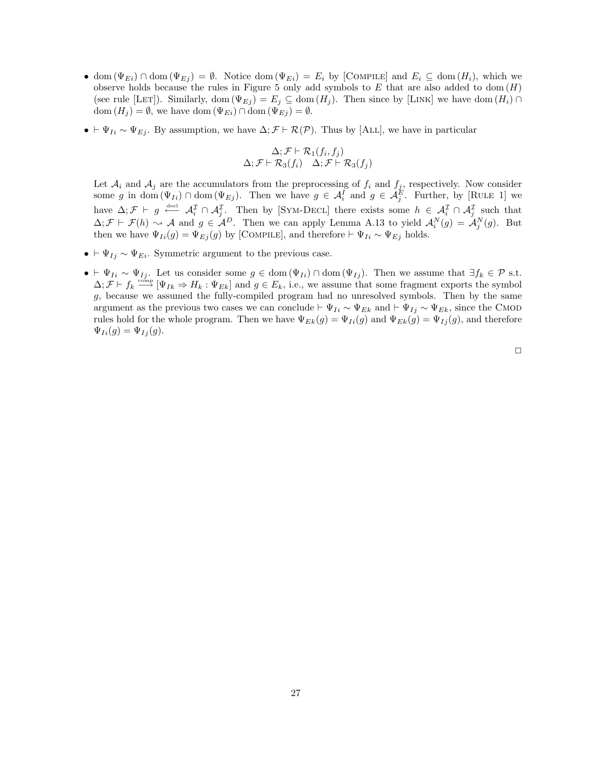- $\mathrm{dom}(\Psi_{Ei}) \cap \mathrm{dom}(\Psi_{Ej}) = \emptyset$. Notice $\mathrm{dom}(\Psi_{Ei}) = E_i$ by [Compile] and $E_i \subseteq \mathrm{dom}(H_i)$, which we observe holds because the rules in Figure 5 only add symbols to $E$ that are also added to $\mathrm{dom}(H)$ (see rule [Let]). Similarly, $\mathrm{dom}(\Psi_{Ej}) = E_j \subseteq \mathrm{dom}(H_j)$. Then since by [Link] we have $\mathrm{dom}(H_i) \cap \mathrm{dom}(H_j) = \emptyset$, we have $\mathrm{dom}(\Psi_{Ei}) \cap \mathrm{dom}(\Psi_{Ej}) = \emptyset$.

- $\vdash \Psi_{Ii} \sim \Psi_{Ej}$. By assumption, we have $\Delta; \mathcal{F} \vdash \mathcal{R}(\mathcal{P})$. Thus by [All], we have in particular

$$\Delta; \mathcal{F} \vdash \mathcal{R}_1(f_i, f_j)$$
$$\Delta; \mathcal{F} \vdash \mathcal{R}_3(f_i) \quad \Delta; \mathcal{F} \vdash \mathcal{R}_3(f_j)$$

  Let $\mathcal{A}_i$ and $\mathcal{A}_j$ are the accumulators from the preprocessing of $f_i$ and $f_j$, respectively. Now consider some $g$ in $\mathrm{dom}(\Psi_{Ii}) \cap \mathrm{dom}(\Psi_{Ej})$. Then we have $g \in \mathcal{A}_i^I$ and $g \in \mathcal{A}_j^E$. Further, by [Rule 1] we have $\Delta; \mathcal{F} \vdash g \xleftarrow{\text{decl}} \mathcal{A}_i^{\mathcal{I}} \cap \mathcal{A}_j^{\mathcal{I}}$. Then by [Sym-Decl] there exists some $h \in \mathcal{A}_i^{\mathcal{I}} \cap \mathcal{A}_j^{\mathcal{I}}$ such that $\Delta; \mathcal{F} \vdash \mathcal{F}(h) \rightsquigarrow \mathcal{A}$ and $g \in \mathcal{A}^D$. Then we can apply Lemma A.13 to yield $\mathcal{A}_i^N(g) = \mathcal{A}_j^N(g)$. But then we have $\Psi_{Ii}(g) = \Psi_{Ej}(g)$ by [Compile], and therefore $\vdash \Psi_{Ii} \sim \Psi_{Ej}$ holds.

- $\vdash \Psi_{Ij} \sim \Psi_{Ei}$. Symmetric argument to the previous case.

- $\vdash \Psi_{Ii} \sim \Psi_{Ij}$. Let us consider some $g \in \mathrm{dom}(\Psi_{Ii}) \cap \mathrm{dom}(\Psi_{Ij})$. Then we assume that $\exists f_k \in \mathcal{P}$ s.t. $\Delta; \mathcal{F} \vdash f_k \xrightarrow{\text{comp}} [\Psi_{Ik} \Rightarrow H_k : \Psi_{Ek}]$ and $g \in E_k$, i.e., we assume that some fragment exports the symbol $g$, because we assumed the fully-compiled program had no unresolved symbols. Then by the same argument as the previous two cases we can conclude $\vdash \Psi_{Ii} \sim \Psi_{Ek}$ and $\vdash \Psi_{Ij} \sim \Psi_{Ek}$, since the Cmod rules hold for the whole program. Then we have $\Psi_{Ek}(g) = \Psi_{Ii}(g)$ and $\Psi_{Ek}(g) = \Psi_{Ij}(g)$, and therefore $\Psi_{Ii}(g) = \Psi_{Ij}(g)$.

□